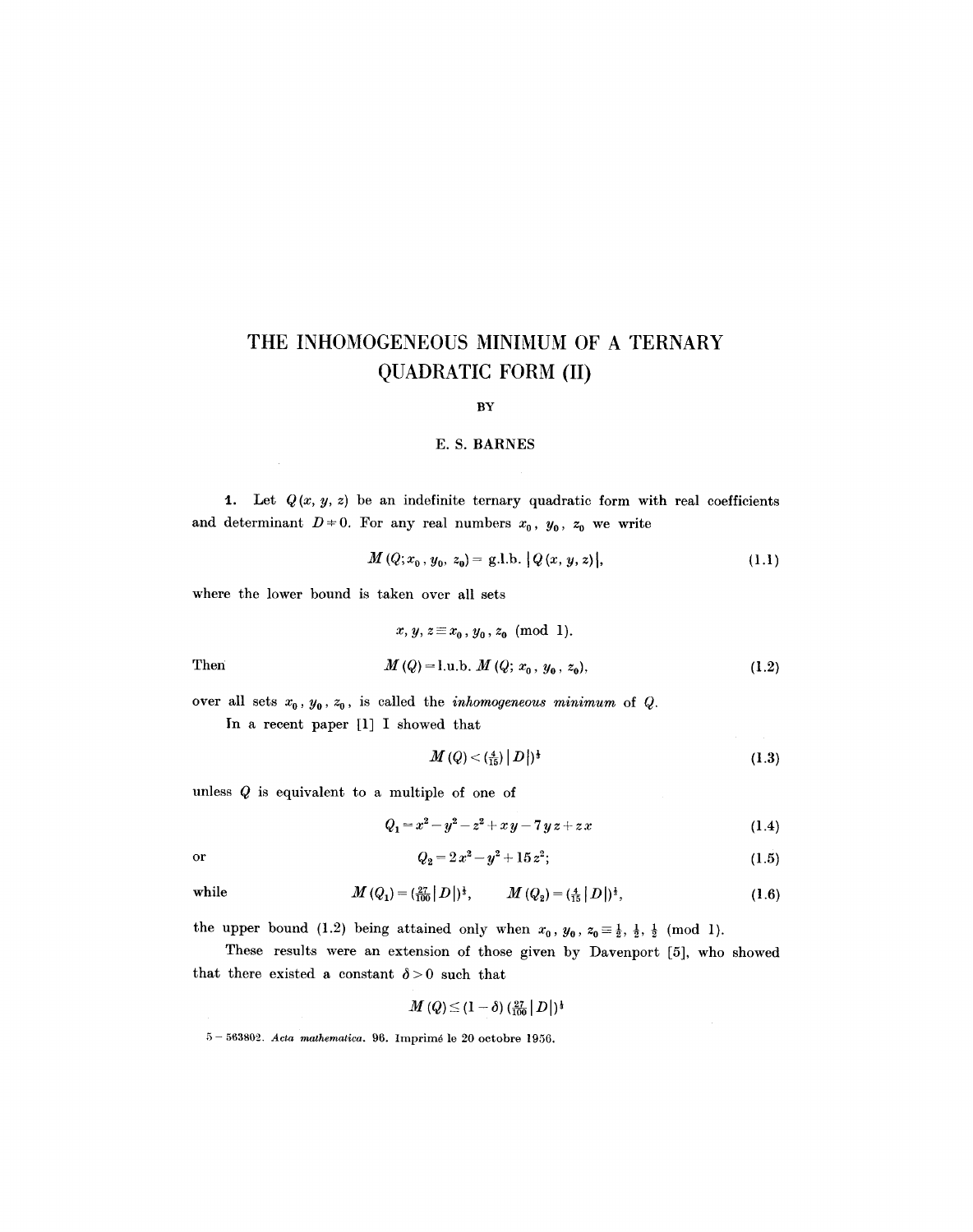# THE INHOMOGENEOUS MINIMUM OF A TERNARY QUADRATIC FORM (II)

BY

E. S. BARNES

**1.** Let $Q(x, y, z)$ be an indefinite ternary quadratic form with real coefficients and determinant $D \neq 0$. For any real numbers $x_0, y_0, z_0$ we write

$$M(Q; x_0, y_0, z_0) = \text{g.l.b.}\, |Q(x, y, z)|, \tag{1.1}$$

where the lower bound is taken over all sets

$$x, y, z \equiv x_0, y_0, z_0 \pmod{1}.$$

Then

$$M(Q) = \text{l.u.b.}\, M(Q; x_0, y_0, z_0), \tag{1.2}$$

over all sets $x_0, y_0, z_0$, is called the *inhomogeneous minimum* of $Q$.

In a recent paper [1] I showed that

$$M(Q) < \left(\tfrac{4}{15}\right) |D|)^{\frac{1}{3}} \tag{1.3}$$

unless $Q$ is equivalent to a multiple of one of

$$Q_1 = x^2 - y^2 - z^2 + xy - 7yz + zx \tag{1.4}$$

or

$$Q_2 = 2x^2 - y^2 + 15z^2; \tag{1.5}$$

while

$$M(Q_1) = \left(\tfrac{27}{100} |D|\right)^{\frac{1}{3}}, \qquad M(Q_2) = \left(\tfrac{4}{15} |D|\right)^{\frac{1}{3}}, \tag{1.6}$$

the upper bound (1.2) being attained only when $x_0, y_0, z_0 \equiv \frac{1}{2}, \frac{1}{2}, \frac{1}{2} \pmod{1}$.

These results were an extension of those given by Davenport [5], who showed that there existed a constant $\delta > 0$ such that

$$M(Q) \leq (1 - \delta)\left(\tfrac{27}{100} |D|\right)^{\frac{1}{3}}$$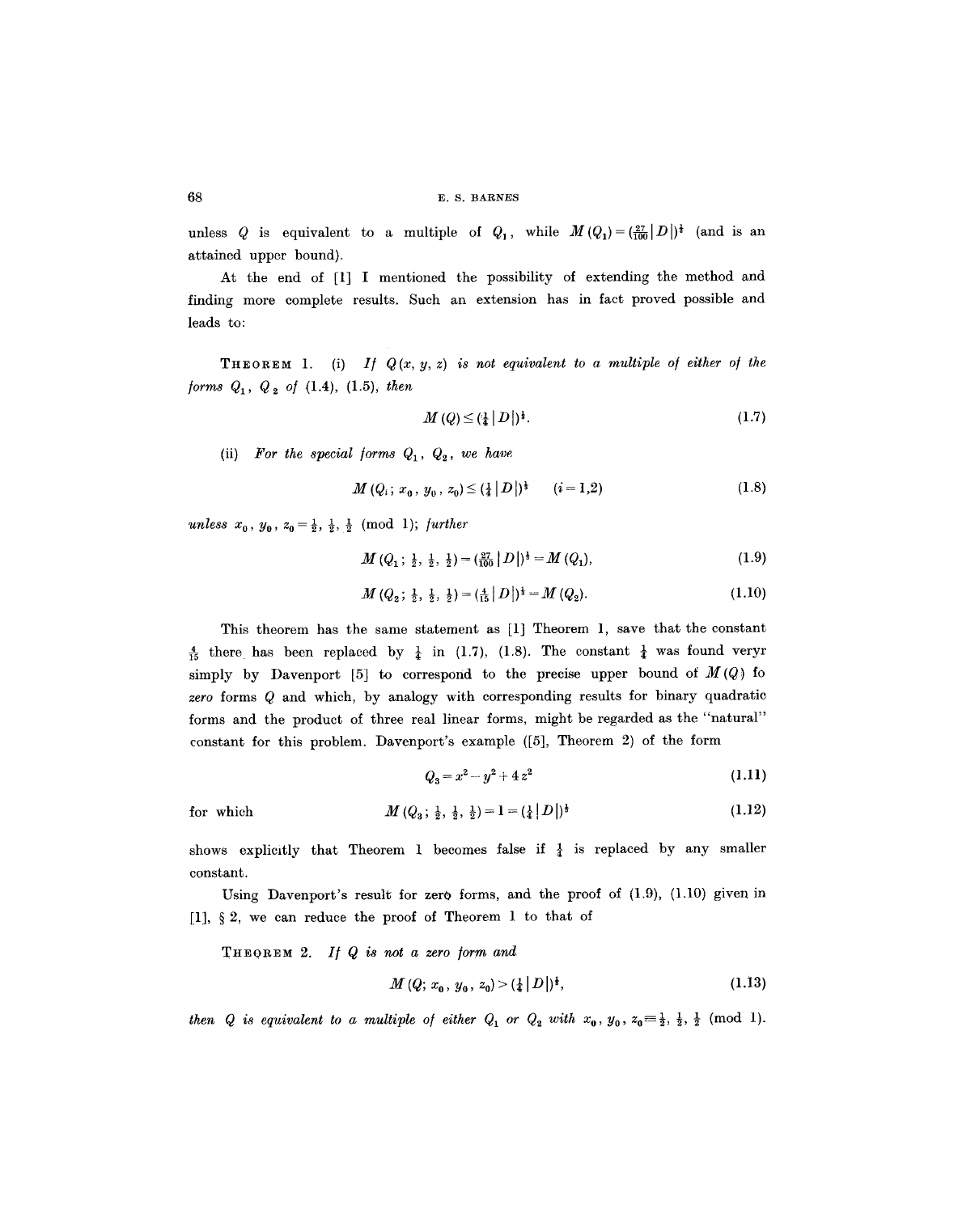unless $Q$ is equivalent to a multiple of $Q_1$, while $M(Q_1) = (\frac{27}{100}|D|)^{\frac{1}{3}}$ (and is an attained upper bound).

At the end of [1] I mentioned the possibility of extending the method and finding more complete results. Such an extension has in fact proved possible and leads to:

**Theorem 1.** (i) *If $Q(x, y, z)$ is not equivalent to a multiple of either of the forms $Q_1$, $Q_2$ of (1.4), (1.5), then*

$$M(Q) \le (\tfrac{1}{4}|D|)^{\frac{1}{3}}. \tag{1.7}$$

(ii) *For the special forms $Q_1$, $Q_2$, we have*

$$M(Q_i;\, x_0, y_0, z_0) \le (\tfrac{1}{4}|D|)^{\frac{1}{3}} \qquad (i = 1,2) \tag{1.8}$$

*unless $x_0, y_0, z_0 \equiv \frac{1}{2}, \frac{1}{2}, \frac{1}{2}$ (mod 1); further*

$$M(Q_1;\, \tfrac{1}{2}, \tfrac{1}{2}, \tfrac{1}{2}) = (\tfrac{27}{100}|D|)^{\frac{1}{3}} = M(Q_1), \tag{1.9}$$

$$M(Q_2;\, \tfrac{1}{2}, \tfrac{1}{2}, \tfrac{1}{2}) = (\tfrac{4}{15}|D|)^{\frac{1}{3}} = M(Q_2). \tag{1.10}$$

This theorem has the same statement as [1] Theorem 1, save that the constant $\frac{4}{15}$ there has been replaced by $\frac{1}{4}$ in (1.7), (1.8). The constant $\frac{1}{4}$ was found veryr simply by Davenport [5] to correspond to the precise upper bound of $M(Q)$ fo *zero* forms $Q$ and which, by analogy with corresponding results for binary quadratic forms and the product of three real linear forms, might be regarded as the "natural" constant for this problem. Davenport's example ([5], Theorem 2) of the form

$$Q_3 = x^2 - y^2 + 4z^2 \tag{1.11}$$

for which

$$M(Q_3;\, \tfrac{1}{2}, \tfrac{1}{2}, \tfrac{1}{2}) = 1 = (\tfrac{1}{4}|D|)^{\frac{1}{3}} \tag{1.12}$$

shows explicitly that Theorem 1 becomes false if $\frac{1}{4}$ is replaced by any smaller constant.

Using Davenport's result for zero forms, and the proof of (1.9), (1.10) given in [1], § 2, we can reduce the proof of Theorem 1 to that of

**Theorem 2.** *If $Q$ is not a zero form and*

$$M(Q;\, x_0, y_0, z_0) > (\tfrac{1}{4}|D|)^{\frac{1}{3}}, \tag{1.13}$$

*then $Q$ is equivalent to a multiple of either $Q_1$ or $Q_2$ with $x_0, y_0, z_0 \equiv \frac{1}{2}, \frac{1}{2}, \frac{1}{2}$ (mod 1).*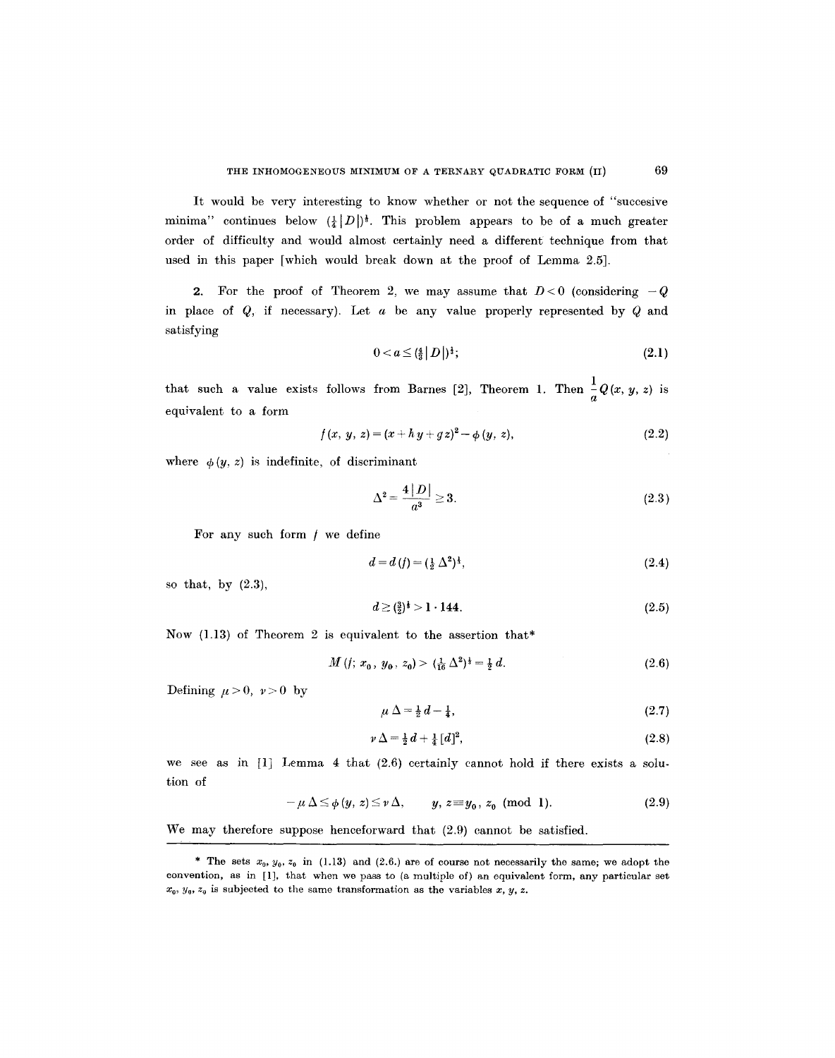It would be very interesting to know whether or not the sequence of "succesive minima" continues below $(\frac{1}{4}|D|)^{\frac{1}{3}}$. This problem appears to be of a much greater order of difficulty and would almost certainly need a different technique from that used in this paper [which would break down at the proof of Lemma 2.5].

**2.** For the proof of Theorem 2, we may assume that $D<0$ (considering $-Q$ in place of $Q$, if necessary). Let $a$ be any value properly represented by $Q$ and satisfying

$$0 < a \leq (\tfrac{4}{3}|D|)^{\frac{1}{3}}; \tag{2.1}$$

that such a value exists follows from Barnes [2], Theorem 1. Then $\frac{1}{a}Q(x, y, z)$ is equivalent to a form

$$f(x, y, z) = (x + hy + gz)^2 - \phi(y, z), \tag{2.2}$$

where $\phi(y, z)$ is indefinite, of discriminant

$$\Delta^2 = \frac{4|D|}{a^3} \geq 3. \tag{2.3}$$

For any such form $f$ we define

$$d = d(f) = (\tfrac{1}{2}\Delta^2)^{\frac{1}{3}}, \tag{2.4}$$

so that, by (2.3),

$$d \geq (\tfrac{3}{2})^{\frac{1}{3}} > 1 \cdot 144. \tag{2.5}$$

Now (1.13) of Theorem 2 is equivalent to the assertion that*

$$M(f;\, x_0, y_0, z_0) > (\tfrac{1}{16}\Delta^2)^{\frac{1}{3}} = \tfrac{1}{2}d. \tag{2.6}$$

Defining $\mu > 0$, $\nu > 0$ by

$$\mu\Delta = \tfrac{1}{2}d - \tfrac{1}{4}, \tag{2.7}$$

$$\nu\Delta = \tfrac{1}{2}d + \tfrac{1}{4}[d]^2, \tag{2.8}$$

we see as in [1] Lemma 4 that (2.6) certainly cannot hold if there exists a solution of

$$-\mu\Delta \leq \phi(y, z) \leq \nu\Delta, \qquad y, z \equiv y_0, z_0 \pmod{1}. \tag{2.9}$$

We may therefore suppose henceforward that (2.9) cannot be satisfied.

---

\* The sets $x_0, y_0, z_0$ in (1.13) and (2.6.) are of course not necessarily the same; we adopt the convention, as in [1], that when we pass to (a multiple of) an equivalent form, any particular set $x_0, y_0, z_0$ is subjected to the same transformation as the variables $x, y, z$.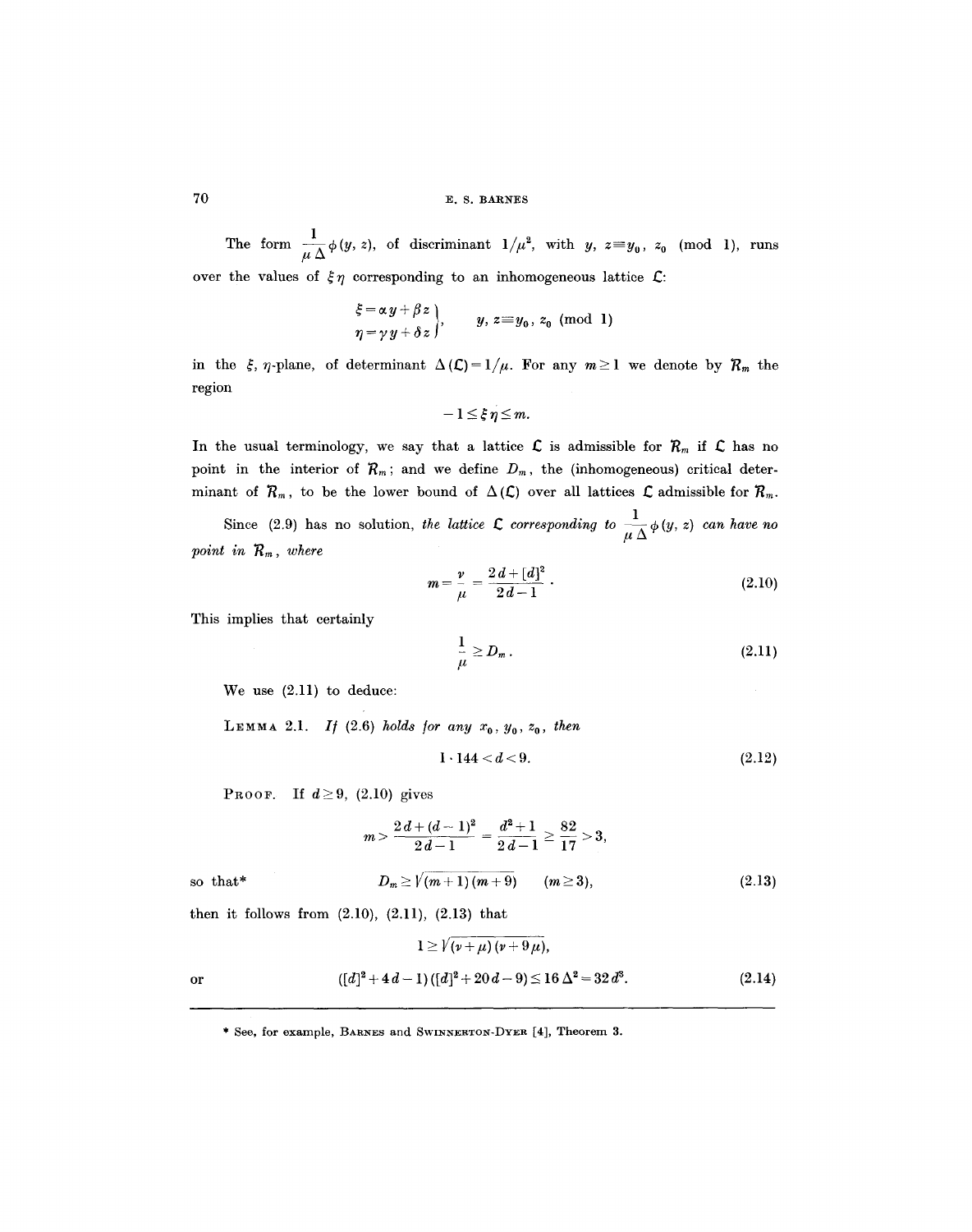The form $\frac{1}{\mu\Delta}\phi(y, z)$, of discriminant $1/\mu^2$, with $y, z \equiv y_0, z_0 \pmod 1$, runs over the values of $\xi\eta$ corresponding to an inhomogeneous lattice $\mathfrak{L}$:

$$\left.\begin{aligned}\xi &= \alpha y + \beta z\\ \eta &= \gamma y + \delta z\end{aligned}\right\}, \qquad y, z \equiv y_0, z_0 \pmod 1$$

in the $\xi, \eta$-plane, of determinant $\Delta(\mathfrak{L}) = 1/\mu$. For any $m \geq 1$ we denote by $\mathcal{R}_m$ the region

$$-1 \leq \xi\eta \leq m.$$

In the usual terminology, we say that a lattice $\mathfrak{L}$ is admissible for $\mathcal{R}_m$ if $\mathfrak{L}$ has no point in the interior of $\mathcal{R}_m$; and we define $D_m$, the (inhomogeneous) critical determinant of $\mathcal{R}_m$, to be the lower bound of $\Delta(\mathfrak{L})$ over all lattices $\mathfrak{L}$ admissible for $\mathcal{R}_m$.

Since (2.9) has no solution, *the lattice $\mathfrak{L}$ corresponding to $\frac{1}{\mu\Delta}\phi(y, z)$ can have no point in $\mathcal{R}_m$, where*

$$m = \frac{\nu}{\mu} = \frac{2d + [d]^2}{2d - 1}. \tag{2.10}$$

This implies that certainly

$$\frac{1}{\mu} \geq D_m. \tag{2.11}$$

We use (2.11) to deduce:

**Lemma 2.1.** *If (2.6) holds for any $x_0, y_0, z_0$, then*

$$1 \cdot 144 < d < 9. \tag{2.12}$$

**Proof.** If $d \geq 9$, (2.10) gives

$$m > \frac{2d + (d-1)^2}{2d - 1} = \frac{d^2 + 1}{2d - 1} \geq \frac{82}{17} > 3,$$

so that*

$$D_m \geq \sqrt{(m+1)(m+9)} \qquad (m \geq 3), \tag{2.13}$$

then it follows from (2.10), (2.11), (2.13) that

$$1 \geq \sqrt{(\nu + \mu)(\nu + 9\mu)},$$

or

$$([d]^2 + 4d - 1)([d]^2 + 20d - 9) \leq 16\Delta^2 = 32d^3. \tag{2.14}$$

---

\* See, for example, Barnes and Swinnerton-Dyer [4], Theorem 3.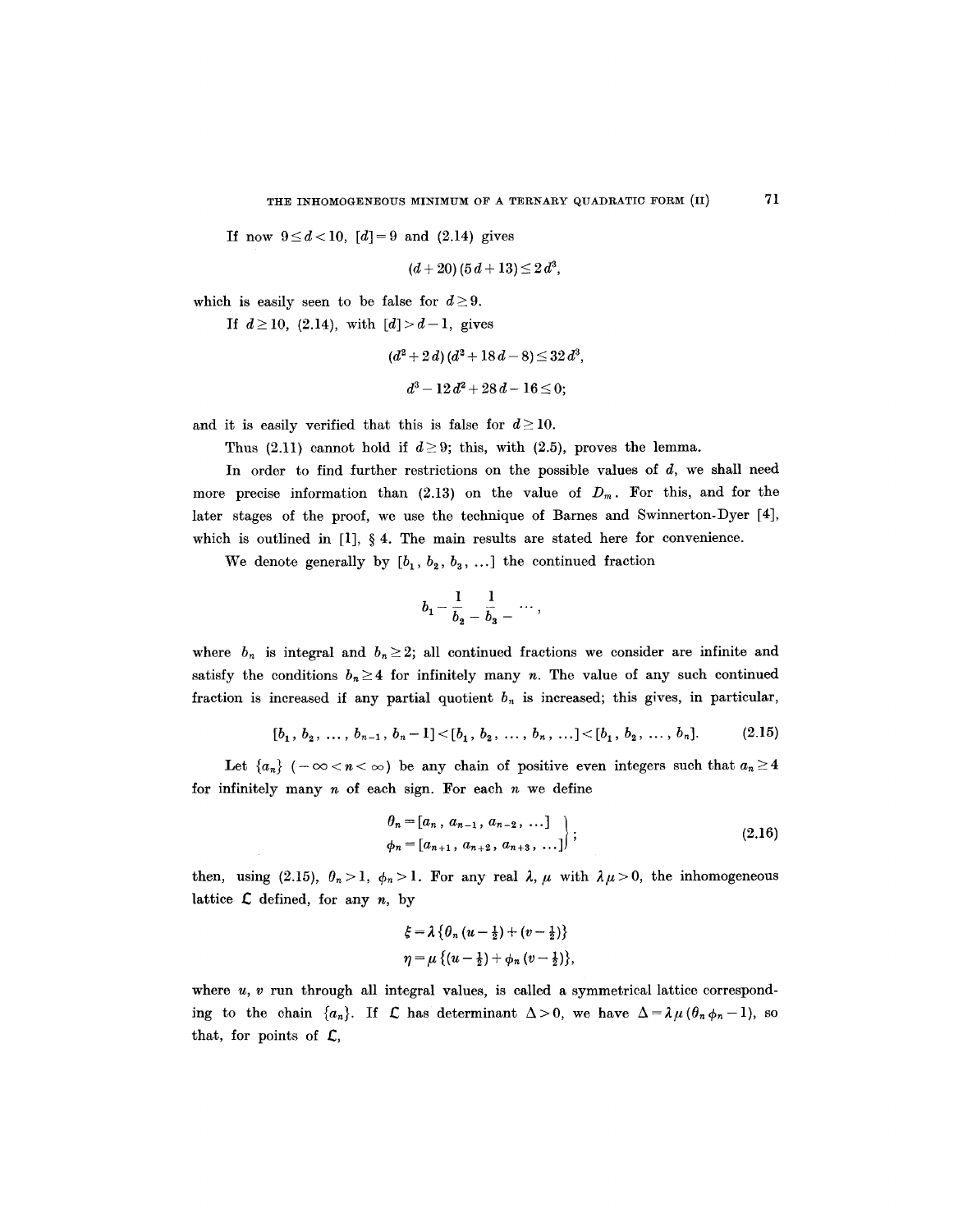If now $9 \leq d < 10$, $[d] = 9$ and (2.14) gives

$$(d + 20)(5d + 13) \leq 2d^3,$$

which is easily seen to be false for $d \geq 9$.

If $d \geq 10$, (2.14), with $[d] > d - 1$, gives

$$(d^2 + 2d)(d^2 + 18d - 8) \leq 32d^3,$$

$$d^3 - 12d^2 + 28d - 16 \leq 0;$$

and it is easily verified that this is false for $d \geq 10$.

Thus (2.11) cannot hold if $d \geq 9$; this, with (2.5), proves the lemma.

In order to find further restrictions on the possible values of $d$, we shall need more precise information than (2.13) on the value of $D_m$. For this, and for the later stages of the proof, we use the technique of Barnes and Swinnerton-Dyer [4], which is outlined in [1], § 4. The main results are stated here for convenience.

We denote generally by $[b_1, b_2, b_3, \ldots]$ the continued fraction

$$b_1 - \frac{1}{b_2 -}\,\frac{1}{b_3 -}\,\cdots,$$

where $b_n$ is integral and $b_n \geq 2$; all continued fractions we consider are infinite and satisfy the conditions $b_n \geq 4$ for infinitely many $n$. The value of any such continued fraction is increased if any partial quotient $b_n$ is increased; this gives, in particular,

$$[b_1, b_2, \ldots, b_{n-1}, b_n - 1] < [b_1, b_2, \ldots, b_n, \ldots] < [b_1, b_2, \ldots, b_n]. \tag{2.15}$$

Let $\{a_n\}$ $(-\infty < n < \infty)$ be any chain of positive even integers such that $a_n \geq 4$ for infinitely many $n$ of each sign. For each $n$ we define

$$\left.\begin{aligned} \theta_n &= [a_n, a_{n-1}, a_{n-2}, \ldots] \\ \phi_n &= [a_{n+1}, a_{n+2}, a_{n+3}, \ldots] \end{aligned}\right\}; \tag{2.16}$$

then, using (2.15), $\theta_n > 1$, $\phi_n > 1$. For any real $\lambda$, $\mu$ with $\lambda\mu > 0$, the inhomogeneous lattice $\mathcal{L}$ defined, for any $n$, by

$$\xi = \lambda\{\theta_n(u - \tfrac{1}{2}) + (v - \tfrac{1}{2})\}$$

$$\eta = \mu\{(u - \tfrac{1}{2}) + \phi_n(v - \tfrac{1}{2})\},$$

where $u$, $v$ run through all integral values, is called a symmetrical lattice corresponding to the chain $\{a_n\}$. If $\mathcal{L}$ has determinant $\Delta > 0$, we have $\Delta = \lambda\mu(\theta_n\phi_n - 1)$, so that, for points of $\mathcal{L}$,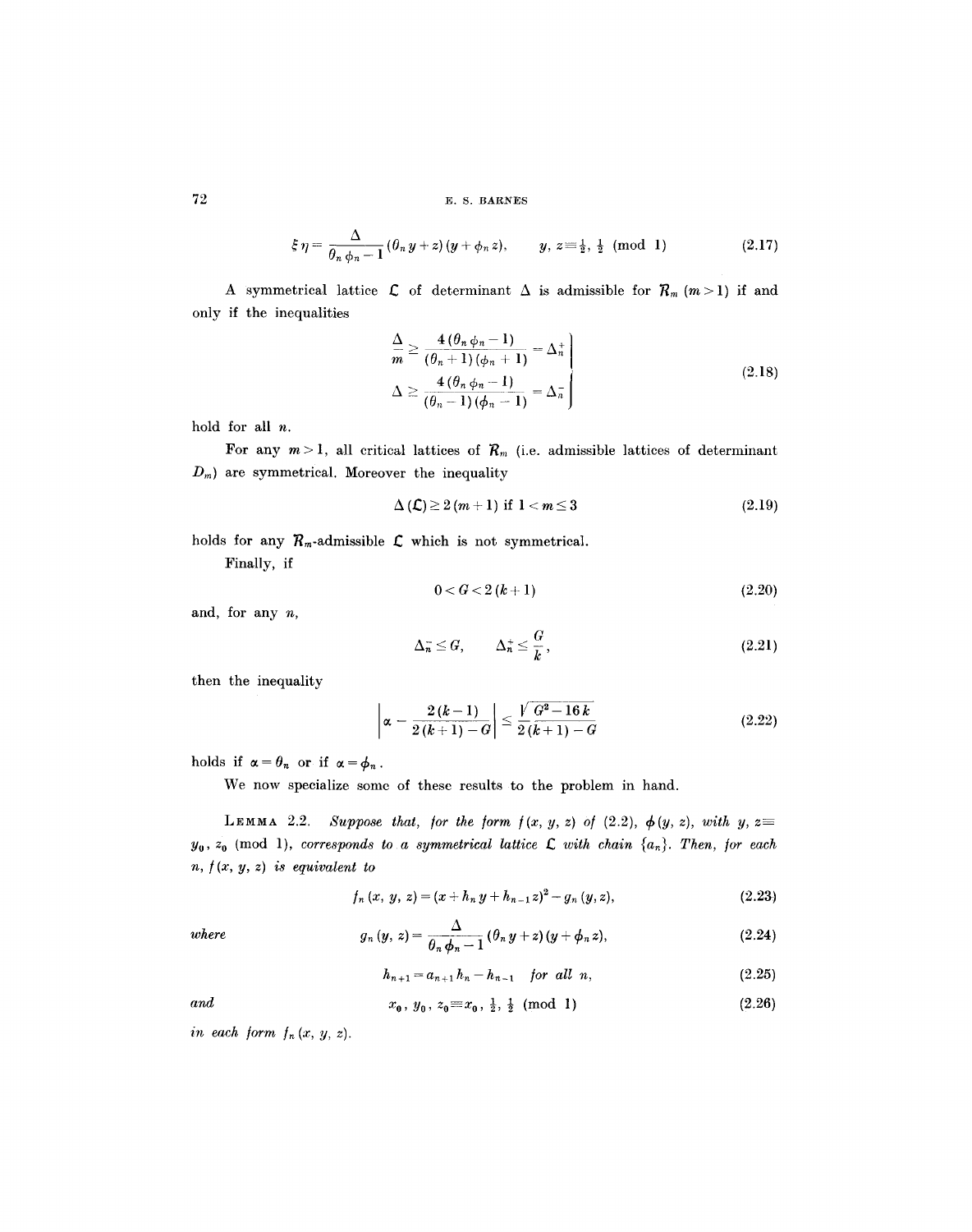$$\xi \eta = \frac{\Delta}{\theta_n \phi_n - 1} (\theta_n y + z)(y + \phi_n z), \qquad y, z \equiv \tfrac{1}{2}, \tfrac{1}{2} \pmod 1 \tag{2.17}$$

A symmetrical lattice $\mathfrak{L}$ of determinant $\Delta$ is admissible for $\mathcal{R}_m$ $(m > 1)$ if and only if the inequalities

$$\left.\begin{aligned} \frac{\Delta}{m} &\geq \frac{4(\theta_n \phi_n - 1)}{(\theta_n + 1)(\phi_n + 1)} = \Delta_n^+ \\ \Delta &\geq \frac{4(\theta_n \phi_n - 1)}{(\theta_n - 1)(\phi_n - 1)} = \Delta_n^- \end{aligned}\right\} \tag{2.18}$$

hold for all $n$.

For any $m > 1$, all critical lattices of $\mathcal{R}_m$ (i.e. admissible lattices of determinant $D_m$) are symmetrical. Moreover the inequality

$$\Delta(\mathfrak{L}) \geq 2(m+1) \text{ if } 1 < m \leq 3 \tag{2.19}$$

holds for any $\mathcal{R}_m$-admissible $\mathfrak{L}$ which is not symmetrical.

Finally, if

$$0 < G < 2(k+1) \tag{2.20}$$

and, for any $n$,

$$\Delta_n^- \leq G, \qquad \Delta_n^+ \leq \frac{G}{k}, \tag{2.21}$$

then the inequality

$$\left| \alpha - \frac{2(k-1)}{2(k+1) - G} \right| \leq \frac{\sqrt{G^2 - 16k}}{2(k+1) - G} \tag{2.22}$$

holds if $\alpha = \theta_n$ or if $\alpha = \phi_n$.

We now specialize some of these results to the problem in hand.

**Lemma 2.2.** *Suppose that, for the form $f(x, y, z)$ of (2.2), $\phi(y, z)$, with $y, z \equiv y_0, z_0 \pmod 1$, corresponds to a symmetrical lattice $\mathfrak{L}$ with chain $\{a_n\}$. Then, for each $n$, $f(x, y, z)$ is equivalent to*

$$f_n(x, y, z) = (x + h_n y + h_{n-1} z)^2 - g_n(y, z), \tag{2.23}$$

*where*

$$g_n(y, z) = \frac{\Delta}{\theta_n \phi_n - 1} (\theta_n y + z)(y + \phi_n z), \tag{2.24}$$

$$h_{n+1} = a_{n+1} h_n - h_{n-1} \quad \textit{for all } n, \tag{2.25}$$

*and*

$$x_0, y_0, z_0 \equiv x_0, \tfrac{1}{2}, \tfrac{1}{2} \pmod 1 \tag{2.26}$$

*in each form $f_n(x, y, z)$.*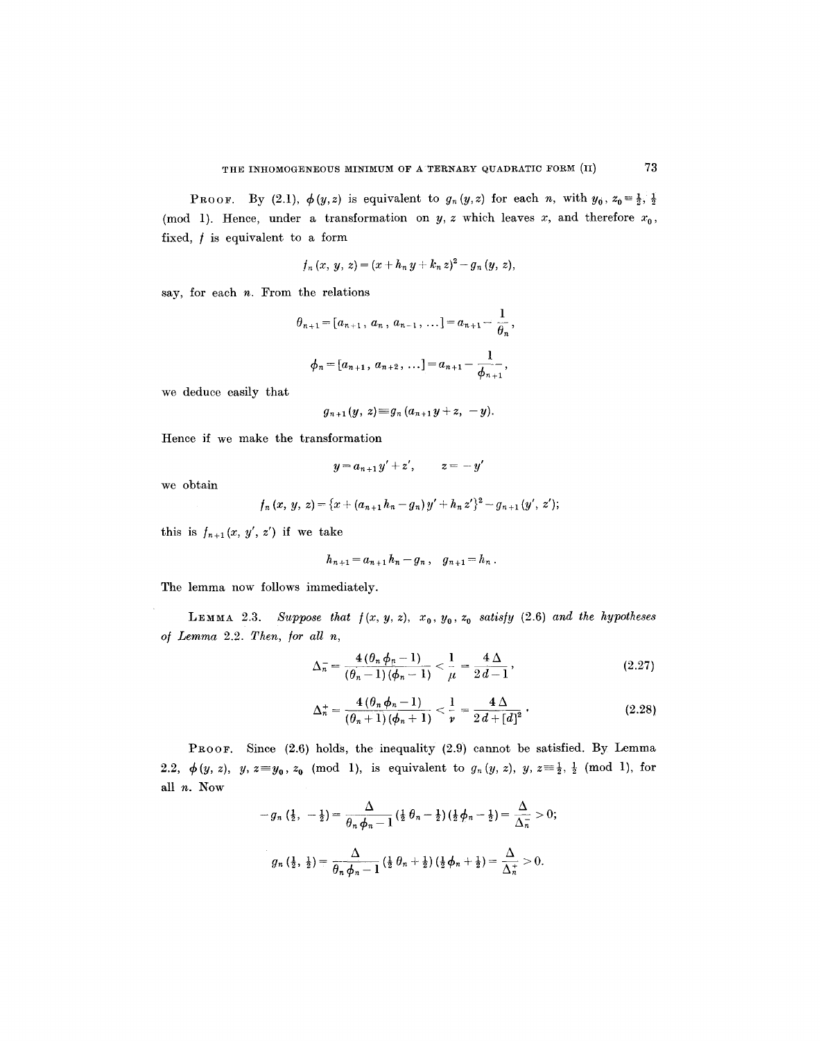**Proof.** By (2.1), $\phi(y,z)$ is equivalent to $g_n(y,z)$ for each $n$, with $y_0, z_0 \equiv \frac{1}{2}, \frac{1}{2}$ (mod 1). Hence, under a transformation on $y, z$ which leaves $x$, and therefore $x_0$, fixed, $f$ is equivalent to a form

$$f_n(x, y, z) = (x + h_n y + k_n z)^2 - g_n(y, z),$$

say, for each $n$. From the relations

$$\theta_{n+1} = [a_{n+1}, a_n, a_{n-1}, \ldots] = a_{n+1} - \frac{1}{\theta_n},$$

$$\phi_n = [a_{n+1}, a_{n+2}, \ldots] = a_{n+1} - \frac{1}{\phi_{n+1}},$$

we deduce easily that

$$g_{n+1}(y, z) \equiv g_n(a_{n+1} y + z, -y).$$

Hence if we make the transformation

$$y = a_{n+1} y' + z', \qquad z = -y'$$

we obtain

$$f_n(x, y, z) = \{x + (a_{n+1} h_n - g_n) y' + h_n z'\}^2 - g_{n+1}(y', z');$$

this is $f_{n+1}(x, y', z')$ if we take

$$h_{n+1} = a_{n+1} h_n - g_n, \quad g_{n+1} = h_n.$$

The lemma now follows immediately.

**Lemma 2.3.** *Suppose that $f(x, y, z)$, $x_0, y_0, z_0$ satisfy (2.6) and the hypotheses of Lemma 2.2. Then, for all $n$,*

$$\Delta_n^- = \frac{4(\theta_n \phi_n - 1)}{(\theta_n - 1)(\phi_n - 1)} < \frac{1}{\mu} = \frac{4\Delta}{2d - 1}, \tag{2.27}$$

$$\Delta_n^+ = \frac{4(\theta_n \phi_n - 1)}{(\theta_n + 1)(\phi_n + 1)} < \frac{1}{\nu} = \frac{4\Delta}{2d + [d]^2}. \tag{2.28}$$

**Proof.** Since (2.6) holds, the inequality (2.9) cannot be satisfied. By Lemma 2.2, $\phi(y, z)$, $y, z \equiv y_0, z_0$ (mod 1), is equivalent to $g_n(y, z)$, $y, z \equiv \frac{1}{2}, \frac{1}{2}$ (mod 1), for all $n$. Now

$$-g_n(\tfrac{1}{2}, -\tfrac{1}{2}) = \frac{\Delta}{\theta_n \phi_n - 1}(\tfrac{1}{2}\theta_n - \tfrac{1}{2})(\tfrac{1}{2}\phi_n - \tfrac{1}{2}) = \frac{\Delta}{\Delta_n^-} > 0;$$

$$g_n(\tfrac{1}{2}, \tfrac{1}{2}) = \frac{\Delta}{\theta_n \phi_n - 1}(\tfrac{1}{2}\theta_n + \tfrac{1}{2})(\tfrac{1}{2}\phi_n + \tfrac{1}{2}) = \frac{\Delta}{\Delta_n^+} > 0.$$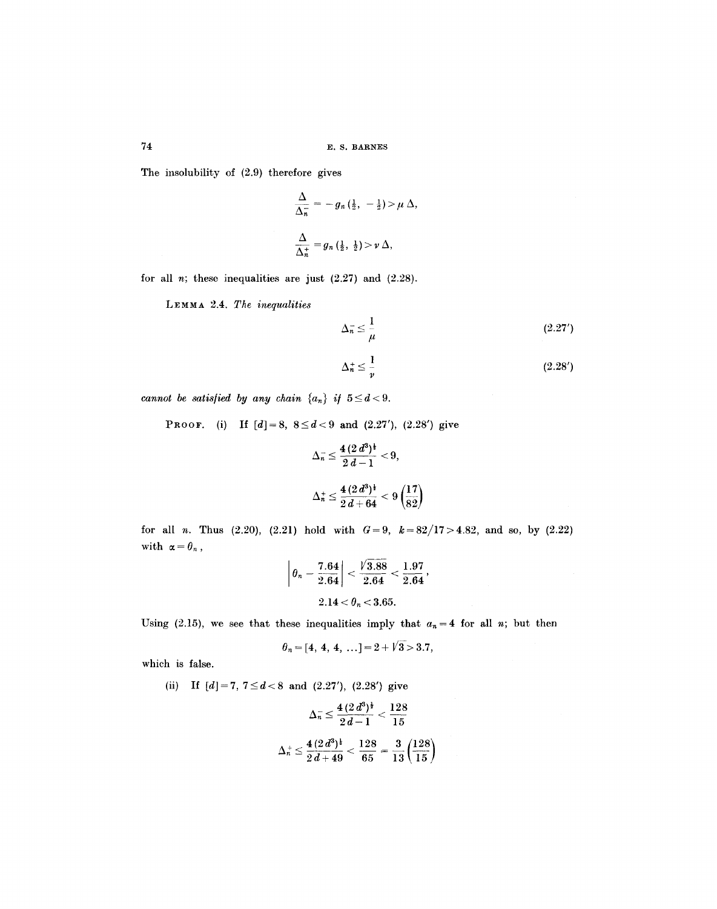The insolubility of (2.9) therefore gives

$$\frac{\Delta}{\Delta_n^-} = -g_n(\tfrac{1}{2}, -\tfrac{1}{2}) > \mu\,\Delta,$$

$$\frac{\Delta}{\Delta_n^+} = g_n(\tfrac{1}{2}, \tfrac{1}{2}) > \nu\,\Delta,$$

for all $n$; these inequalities are just (2.27) and (2.28).

LEMMA 2.4. *The inequalities*

$$\Delta_n^- \leq \frac{1}{\mu} \tag{2.27'}$$

$$\Delta_n^+ \leq \frac{1}{\nu} \tag{2.28'}$$

*cannot be satisfied by any chain* $\{a_n\}$ *if* $5 \leq d < 9$.

PROOF. (i) If $[d] = 8$, $8 \leq d < 9$ and (2.27'), (2.28') give

$$\Delta_n^- \leq \frac{4(2d^3)^{\frac{1}{2}}}{2d-1} < 9,$$

$$\Delta_n^+ \leq \frac{4(2d^3)^{\frac{1}{2}}}{2d+64} < 9\left(\frac{17}{82}\right)$$

for all $n$. Thus (2.20), (2.21) hold with $G = 9$, $k = 82/17 > 4.82$, and so, by (2.22) with $\alpha = \theta_n$,

$$\left|\theta_n - \frac{7.64}{2.64}\right| < \frac{\sqrt{3.88}}{2.64} < \frac{1.97}{2.64},$$

$$2.14 < \theta_n < 3.65.$$

Using (2.15), we see that these inequalities imply that $a_n = 4$ for all $n$; but then

$$\theta_n = [4, 4, 4, \ldots] = 2 + \sqrt{3} > 3.7,$$

which is false.

(ii) If $[d] = 7$, $7 \leq d < 8$ and (2.27'), (2.28') give

$$\Delta_n^- \leq \frac{4(2d^3)^{\frac{1}{2}}}{2d-1} < \frac{128}{15}$$

$$\Delta_n^+ \leq \frac{4(2d^3)^{\frac{1}{2}}}{2d+49} < \frac{128}{65} = \frac{3}{13}\left(\frac{128}{15}\right)$$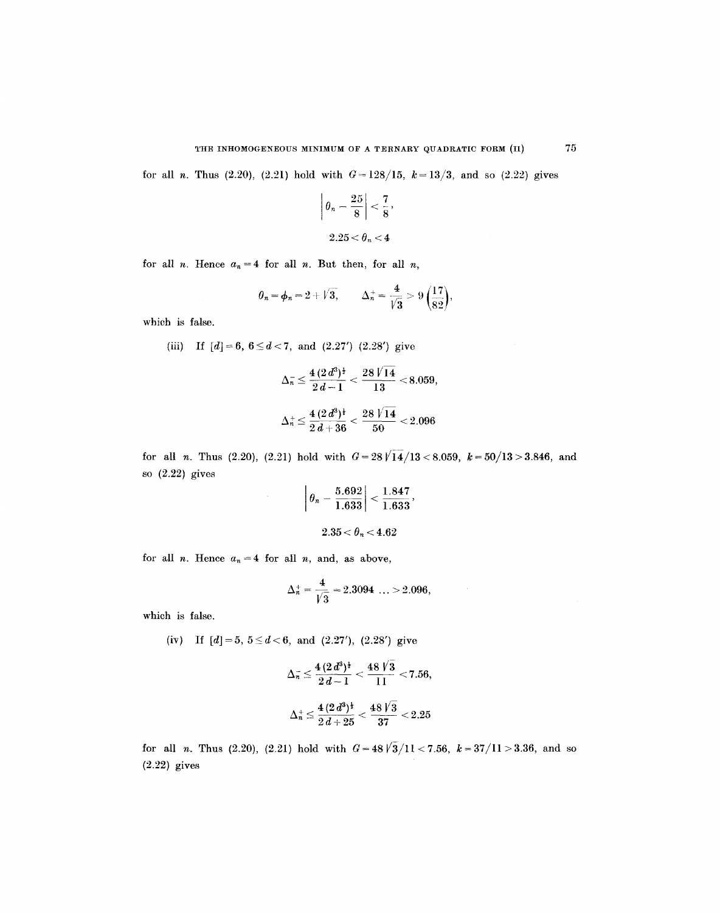for all $n$. Thus (2.20), (2.21) hold with $G = 128/15$, $k = 13/3$, and so (2.22) gives

$$\left|\theta_n - \frac{25}{8}\right| < \frac{7}{8},$$

$$2.25 < \theta_n < 4$$

for all $n$. Hence $a_n = 4$ for all $n$. But then, for all $n$,

$$\theta_n = \phi_n = 2 + \sqrt{3}, \qquad \Delta_n^+ = \frac{4}{\sqrt{3}} > 9\left(\frac{17}{82}\right),$$

which is false.

(iii) If $[d] = 6$, $6 \le d < 7$, and (2.27′) (2.28′) give

$$\Delta_n^- \le \frac{4(2d^3)^{\frac{1}{2}}}{2d-1} < \frac{28\sqrt{14}}{13} < 8.059,$$

$$\Delta_n^+ \le \frac{4(2d^3)^{\frac{1}{2}}}{2d+36} < \frac{28\sqrt{14}}{50} < 2.096$$

for all $n$. Thus (2.20), (2.21) hold with $G = 28\sqrt{14}/13 < 8.059$, $k = 50/13 > 3.846$, and so (2.22) gives

$$\left|\theta_n - \frac{5.692}{1.633}\right| < \frac{1.847}{1.633},$$

$$2.35 < \theta_n < 4.62$$

for all $n$. Hence $a_n = 4$ for all $n$, and, as above,

$$\Delta_n^+ = \frac{4}{\sqrt{3}} = 2.3094 \ldots > 2.096,$$

which is false.

(iv) If $[d] = 5$, $5 \le d < 6$, and (2.27′), (2.28′) give

$$\Delta_n^- \le \frac{4(2d^3)^{\frac{1}{2}}}{2d-1} < \frac{48\sqrt{3}}{11} < 7.56,$$

$$\Delta_n^+ \le \frac{4(2d^3)^{\frac{1}{2}}}{2d+25} < \frac{48\sqrt{3}}{37} < 2.25$$

for all $n$. Thus (2.20), (2.21) hold with $G = 48\sqrt{3}/11 < 7.56$, $k = 37/11 > 3.36$, and so (2.22) gives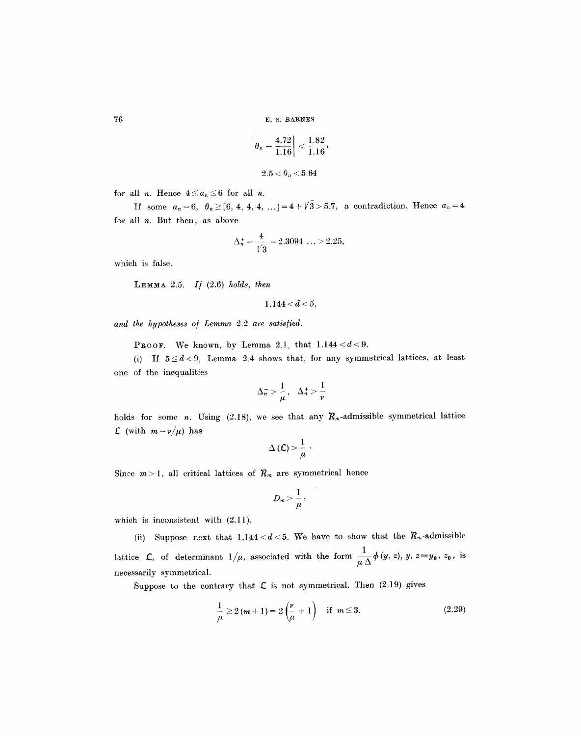$$\left| \theta_n - \frac{4.72}{1.16} \right| < \frac{1.82}{1.16},$$

$$2.5 < \theta_n < 5.64$$

for all $n$. Hence $4 \leq a_n \leq 6$ for all $n$.

If some $a_n = 6$, $\theta_n \geq [6, 4, 4, 4, \ldots] = 4 + \sqrt{3} > 5.7$, a contradiction. Hence $a_n = 4$ for all $n$. But then, as above

$$\Delta_n^+ = \frac{4}{\sqrt{3}} = 2.3094 \ldots > 2.25,$$

which is false.

LEMMA 2.5. *If* (2.6) *holds, then*

$$1.144 < d < 5,$$

*and the hypotheses of Lemma* 2.2 *are satisfied.*

PROOF. We known, by Lemma 2.1, that $1.144 < d < 9$.

(i) If $5 \leq d < 9$, Lemma 2.4 shows that, for any symmetrical lattices, at least one of the inequalities

$$\Delta_n^- > \frac{1}{\mu}, \quad \Delta_n^+ > \frac{1}{\nu}$$

holds for some $n$. Using (2.18), we see that any $\mathcal{R}_m$-admissible symmetrical lattice $\mathcal{L}$ (with $m = \nu/\mu$) has

$$\Delta(\mathcal{L}) > \frac{1}{\mu} \cdot$$

Since $m > 1$, all critical lattices of $\mathcal{R}_m$ are symmetrical hence

$$D_m > \frac{1}{\mu},$$

which is inconsistent with (2.11).

(ii) Suppose next that $1.144 < d < 5$. We have to show that the $\mathcal{R}_m$-admissible lattice $\mathcal{L}$, of determinant $1/\mu$, associated with the form $\frac{1}{\mu \Delta} \phi(y, z)$, $y$, $z \equiv y_0$, $z_0$, is necessarily symmetrical.

Suppose to the contrary that $\mathcal{L}$ is not symmetrical. Then (2.19) gives

$$\frac{1}{\mu} \geq 2(m+1) = 2\left(\frac{\nu}{\mu} + 1\right) \quad \text{if } m \leq 3. \tag{2.29}$$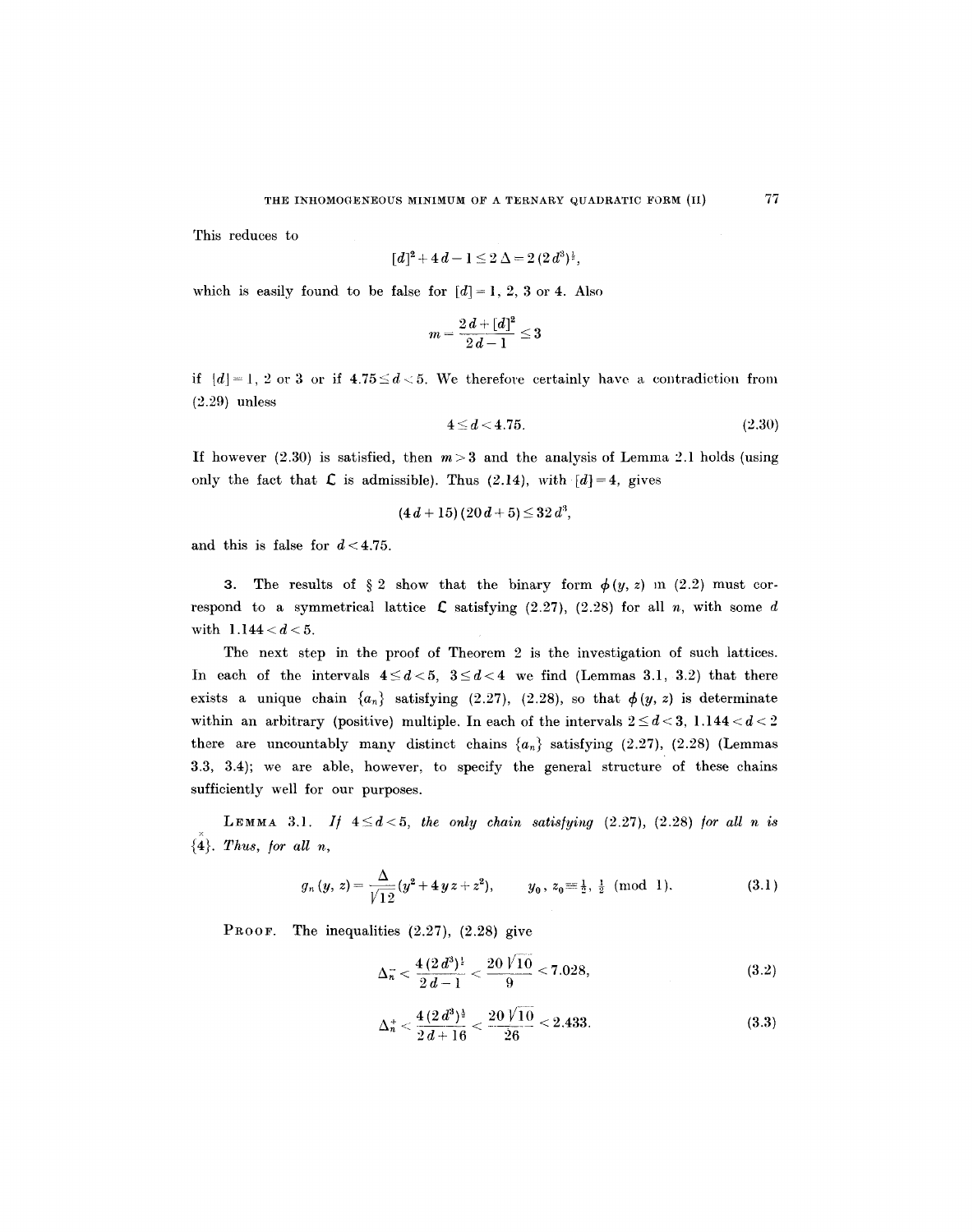This reduces to

$$[d]^2 + 4d - 1 \leq 2\Delta = 2(2d^3)^{\frac{1}{2}},$$

which is easily found to be false for $[d] = 1, 2, 3$ or $4$. Also

$$m = \frac{2d + [d]^2}{2d - 1} \leq 3$$

if $[d] = 1, 2$ or $3$ or if $4.75 \leq d < 5$. We therefore certainly have a contradiction from (2.29) unless

$$4 \leq d < 4.75. \tag{2.30}$$

If however (2.30) is satisfied, then $m > 3$ and the analysis of Lemma 2.1 holds (using only the fact that $\mathfrak{L}$ is admissible). Thus (2.14), with $[d] = 4$, gives

$$(4d + 15)(20d + 5) \leq 32 d^3,$$

and this is false for $d < 4.75$.

**3.** The results of § 2 show that the binary form $\phi(y, z)$ in (2.2) must correspond to a symmetrical lattice $\mathfrak{L}$ satisfying (2.27), (2.28) for all $n$, with some $d$ with $1.144 < d < 5$.

The next step in the proof of Theorem 2 is the investigation of such lattices. In each of the intervals $4 \leq d < 5$, $3 \leq d < 4$ we find (Lemmas 3.1, 3.2) that there exists a unique chain $\{a_n\}$ satisfying (2.27), (2.28), so that $\phi(y, z)$ is determinate within an arbitrary (positive) multiple. In each of the intervals $2 \leq d < 3$, $1.144 < d < 2$ there are uncountably many distinct chains $\{a_n\}$ satisfying (2.27), (2.28) (Lemmas 3.3, 3.4); we are able, however, to specify the general structure of these chains sufficiently well for our purposes.

LEMMA 3.1. *If $4 \leq d < 5$, the only chain satisfying (2.27), (2.28) for all $n$ is $\{\overset{\times}{4}\}$. Thus, for all $n$,*

$$g_n(y, z) = \frac{\Delta}{\sqrt{12}}(y^2 + 4yz + z^2), \qquad y_0, z_0 \equiv \tfrac{1}{2}, \tfrac{1}{2} \pmod 1. \tag{3.1}$$

PROOF. The inequalities (2.27), (2.28) give

$$\Delta_n^- < \frac{4(2d^3)^{\frac{1}{2}}}{2d - 1} < \frac{20\sqrt{10}}{9} < 7.028, \tag{3.2}$$

$$\Delta_n^+ < \frac{4(2d^3)^{\frac{1}{2}}}{2d + 16} < \frac{20\sqrt{10}}{26} < 2.433. \tag{3.3}$$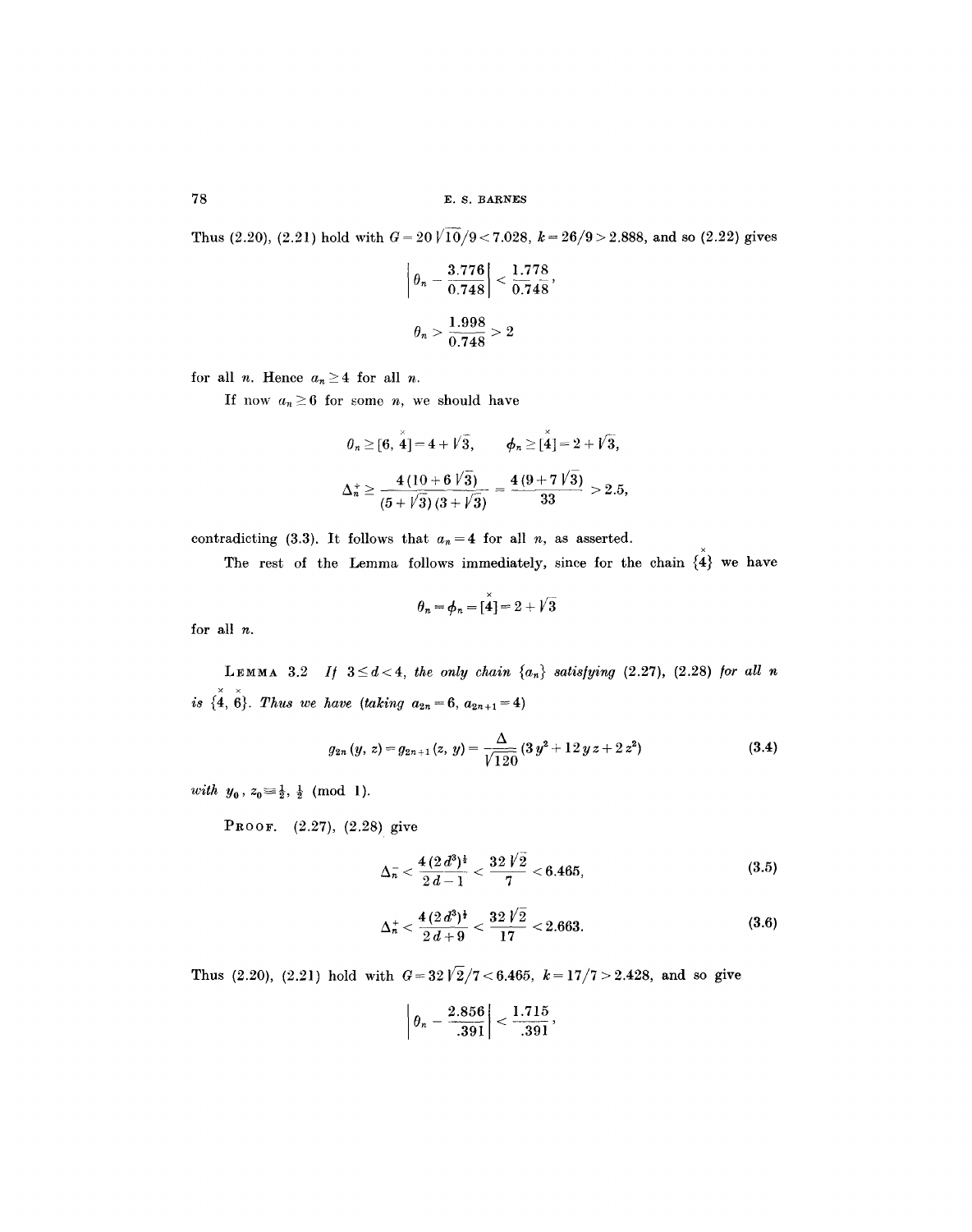Thus (2.20), (2.21) hold with $G = 20\sqrt{10}/9 < 7.028$, $k = 26/9 > 2.888$, and so (2.22) gives

$$\left| \theta_n - \frac{3.776}{0.748} \right| < \frac{1.778}{0.748},$$

$$\theta_n > \frac{1.998}{0.748} > 2$$

for all $n$. Hence $a_n \geq 4$ for all $n$.

If now $a_n \geq 6$ for some $n$, we should have

$$\theta_n \geq [6, \overset{\times}{4}] = 4 + \sqrt{3}, \qquad \phi_n \geq [\overset{\times}{4}] = 2 + \sqrt{3},$$

$$\Delta_n^+ \geq \frac{4(10 + 6\sqrt{3})}{(5 + \sqrt{3})(3 + \sqrt{3})} = \frac{4(9 + 7\sqrt{3})}{33} > 2.5,$$

contradicting (3.3). It follows that $a_n = 4$ for all $n$, as asserted.

The rest of the Lemma follows immediately, since for the chain $\{\overset{\times}{4}\}$ we have

$$\theta_n = \phi_n = [\overset{\times}{4}] = 2 + \sqrt{3}$$

for all $n$.

**Lemma 3.2** *If $3 \leq d < 4$, the only chain $\{a_n\}$ satisfying* (2.27), (2.28) *for all $n$ is $\{\overset{\times}{4}, \overset{\times}{6}\}$. Thus we have (taking $a_{2n} = 6$, $a_{2n+1} = 4$)*

$$g_{2n}(y, z) = g_{2n+1}(z, y) = \frac{\Delta}{\sqrt{120}}(3y^2 + 12yz + 2z^2) \tag{3.4}$$

*with $y_0, z_0 \equiv \frac{1}{2}, \frac{1}{2} \pmod 1$.*

Proof. (2.27), (2.28) give

$$\Delta_n^- < \frac{4(2d^3)^{\frac{1}{2}}}{2d - 1} < \frac{32\sqrt{2}}{7} < 6.465, \tag{3.5}$$

$$\Delta_n^+ < \frac{4(2d^3)^{\frac{1}{2}}}{2d + 9} < \frac{32\sqrt{2}}{17} < 2.663. \tag{3.6}$$

Thus (2.20), (2.21) hold with $G = 32\sqrt{2}/7 < 6.465$, $k = 17/7 > 2.428$, and so give

$$\left| \theta_n - \frac{2.856}{.391} \right| < \frac{1.715}{.391},$$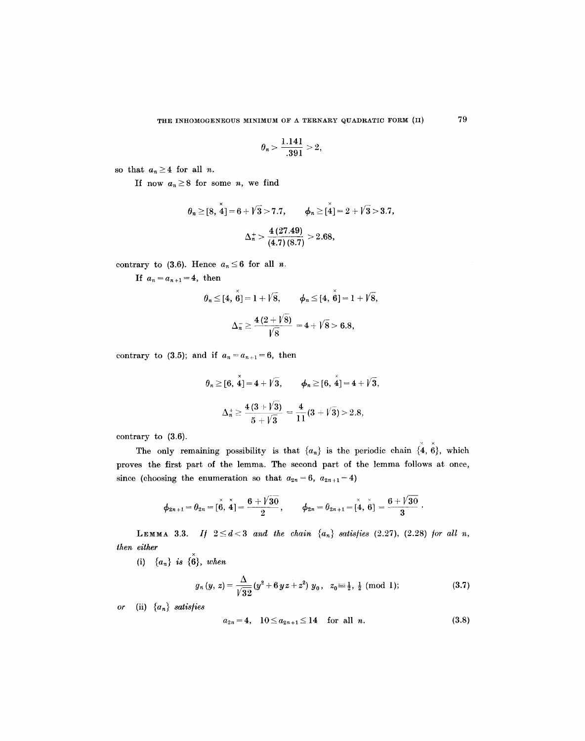$$\theta_n > \frac{1.141}{.391} > 2,$$

so that $a_n \geq 4$ for all $n$.

If now $a_n \geq 8$ for some $n$, we find

$$\theta_n \geq [8, \overset{\times}{4}] = 6 + \sqrt{3} > 7.7, \qquad \phi_n \geq [\overset{\times}{4}] = 2 + \sqrt{3} > 3.7,$$

$$\Delta_n^+ > \frac{4\,(27.49)}{(4.7)\,(8.7)} > 2.68,$$

contrary to (3.6). Hence $a_n \leq 6$ for all $n$.

If $a_n = a_{n+1} = 4$, then

$$\theta_n \leq [4, \overset{\times}{6}] = 1 + \sqrt{8}, \qquad \phi_n \leq [4, \overset{\times}{6}] = 1 + \sqrt{8},$$

$$\Delta_n^- \geq \frac{4\,(2 + \sqrt{8})}{\sqrt{8}} = 4 + \sqrt{8} > 6.8,$$

contrary to (3.5); and if $a_n = a_{n+1} = 6$, then

$$\theta_n \geq [6, \overset{\times}{4}] = 4 + \sqrt{3}, \qquad \phi_n \geq [6, \overset{\times}{4}] = 4 + \sqrt{3},$$

$$\Delta_n^+ \geq \frac{4\,(3 + \sqrt{3})}{5 + \sqrt{3}} = \frac{4}{11}(3 + \sqrt{3}) > 2.8,$$

contrary to (3.6).

The only remaining possibility is that $\{a_n\}$ is the periodic chain $\{\overset{\times}{4}, \overset{\times}{6}\}$, which proves the first part of the lemma. The second part of the lemma follows at once, since (choosing the enumeration so that $a_{2n} = 6$, $a_{2n+1} = 4$)

$$\phi_{2n+1} = \theta_{2n} = [\overset{\times}{6}, \overset{\times}{4}] = \frac{6 + \sqrt{30}}{2}, \qquad \phi_{2n} = \theta_{2n+1} = [\overset{\times}{4}, \overset{\times}{6}] = \frac{6 + \sqrt{30}}{3}.$$

**Lemma 3.3.** *If $2 \leq d < 3$ and the chain $\{a_n\}$ satisfies (2.27), (2.28) for all $n$, then either*

(i) *$\{a_n\}$ is $\{\overset{\times}{6}\}$, when*

$$g_n(y, z) = \frac{\Delta}{\sqrt{32}}(y^2 + 6yz + z^2)\, y_0, \quad z_0 \equiv \tfrac{1}{2}, \tfrac{1}{2} \pmod 1; \tag{3.7}$$

*or* (ii) *$\{a_n\}$ satisfies*

$$a_{2n} = 4, \quad 10 \leq a_{2n+1} \leq 14 \quad \text{for all } n. \tag{3.8}$$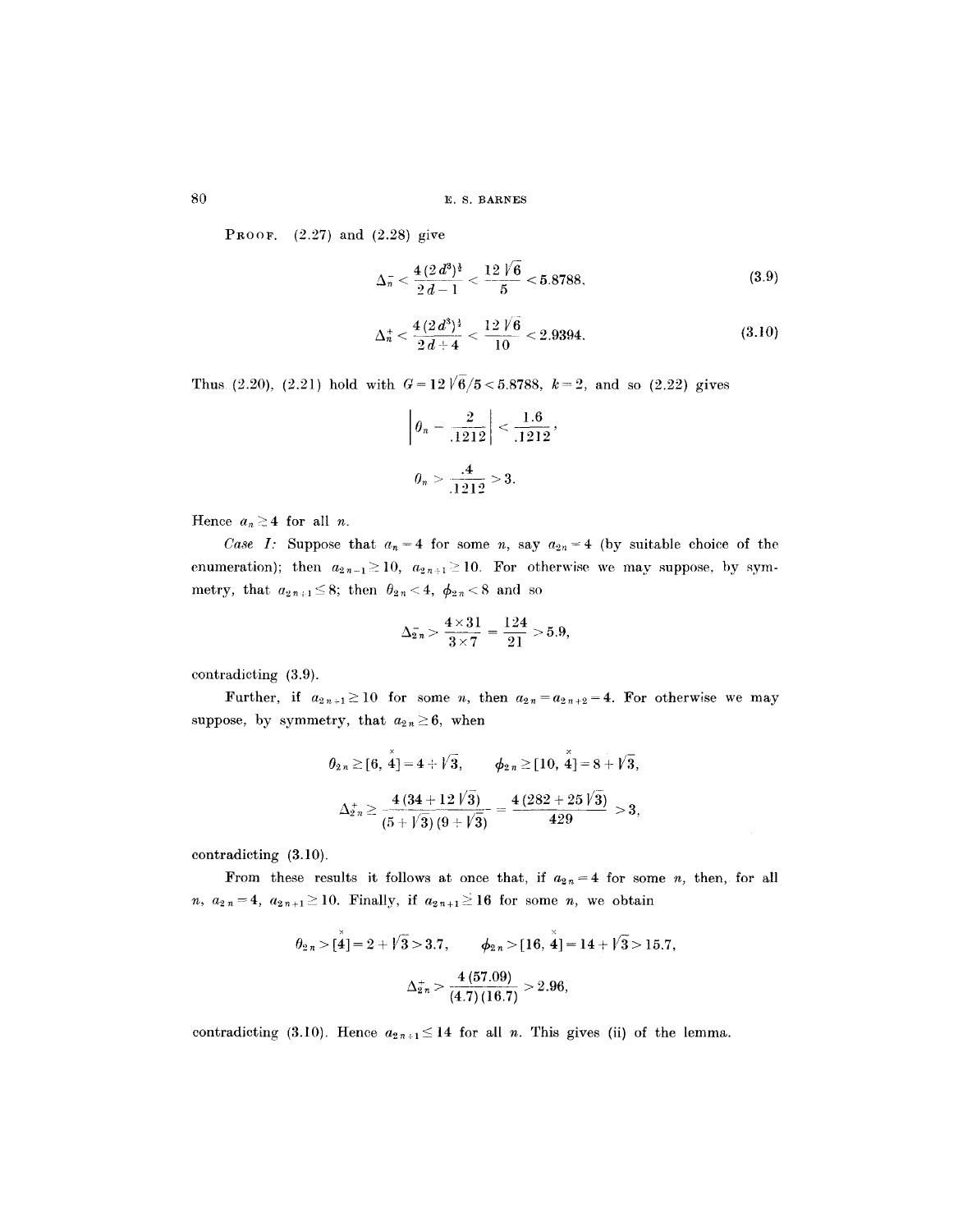**Proof.** (2.27) and (2.28) give

$$\Delta_n^- < \frac{4(2d^3)^{\frac{1}{2}}}{2d-1} < \frac{12\sqrt{6}}{5} < 5.8788, \tag{3.9}$$

$$\Delta_n^+ < \frac{4(2d^3)^{\frac{1}{2}}}{2d+4} < \frac{12\sqrt{6}}{10} < 2.9394. \tag{3.10}$$

Thus (2.20), (2.21) hold with $G = 12\sqrt{6}/5 < 5.8788$, $k = 2$, and so (2.22) gives

$$\left|\theta_n - \frac{2}{.1212}\right| < \frac{1.6}{.1212},$$

$$\theta_n > \frac{.4}{.1212} > 3.$$

Hence $a_n \geq 4$ for all $n$.

*Case I:* Suppose that $a_n = 4$ for some $n$, say $a_{2n} = 4$ (by suitable choice of the enumeration); then $a_{2n-1} \geq 10$, $a_{2n+1} \geq 10$. For otherwise we may suppose, by symmetry, that $a_{2n+1} \leq 8$; then $\theta_{2n} < 4$, $\phi_{2n} < 8$ and so

$$\Delta_{2n}^- > \frac{4 \times 31}{3 \times 7} = \frac{124}{21} > 5.9,$$

contradicting (3.9).

Further, if $a_{2n+1} \geq 10$ for some $n$, then $a_{2n} = a_{2n+2} = 4$. For otherwise we may suppose, by symmetry, that $a_{2n} \geq 6$, when

$$\theta_{2n} \geq [6, \overset{\times}{4}] = 4 + \sqrt{3}, \qquad \phi_{2n} \geq [10, \overset{\times}{4}] = 8 + \sqrt{3},$$

$$\Delta_{2n}^+ \geq \frac{4(34 + 12\sqrt{3})}{(5 + \sqrt{3})(9 + \sqrt{3})} = \frac{4(282 + 25\sqrt{3})}{429} > 3,$$

contradicting (3.10).

From these results it follows at once that, if $a_{2n} = 4$ for some $n$, then, for all $n$, $a_{2n} = 4$, $a_{2n+1} \geq 10$. Finally, if $a_{2n+1} \geq 16$ for some $n$, we obtain

$$\theta_{2n} > [\overset{\times}{4}] = 2 + \sqrt{3} > 3.7, \qquad \phi_{2n} > [16, \overset{\times}{4}] = 14 + \sqrt{3} > 15.7,$$

$$\Delta_{2n}^+ > \frac{4(57.09)}{(4.7)(16.7)} > 2.96,$$

contradicting (3.10). Hence $a_{2n+1} \leq 14$ for all $n$. This gives (ii) of the lemma.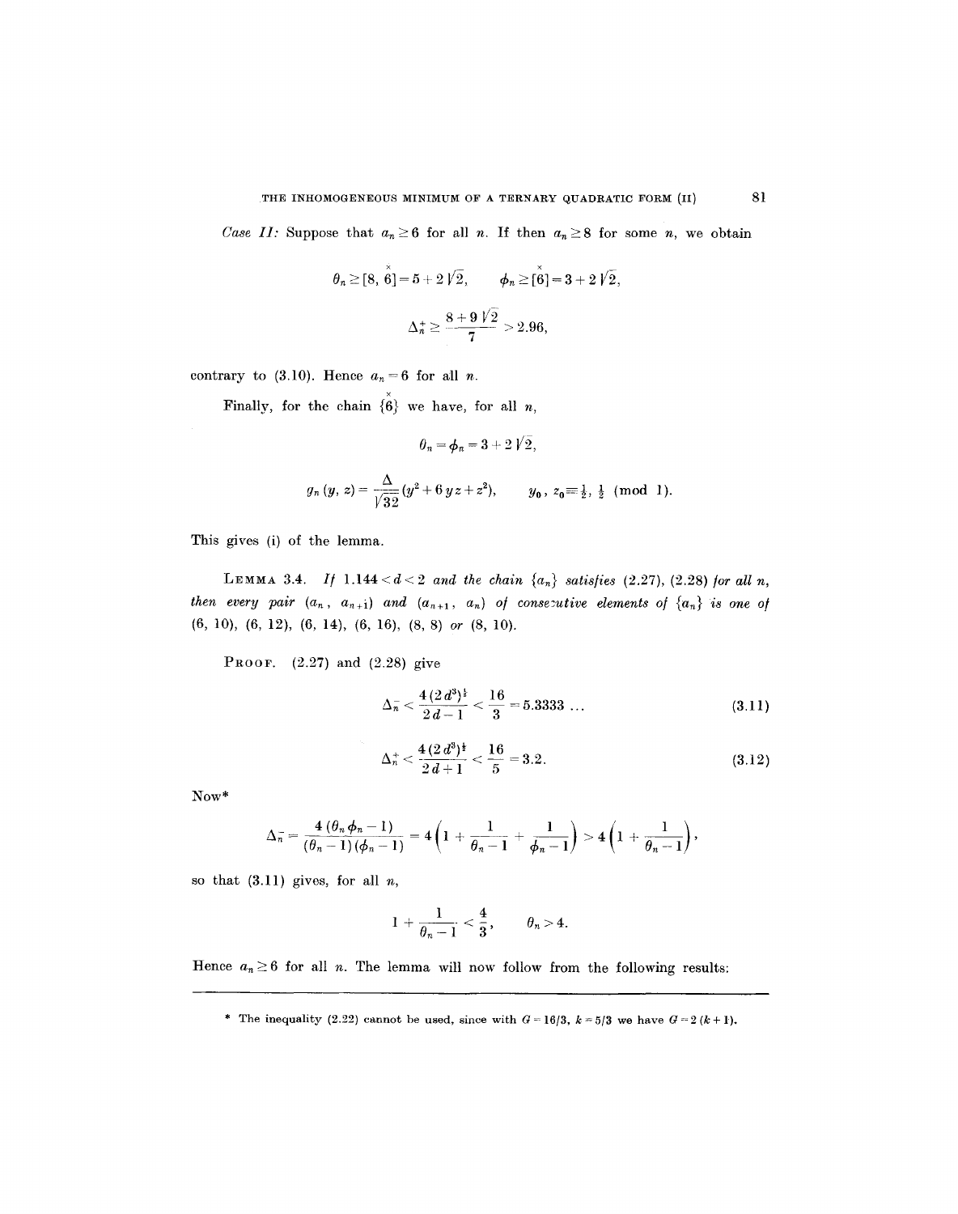*Case II:* Suppose that $a_n \geq 6$ for all $n$. If then $a_n \geq 8$ for some $n$, we obtain

$$\theta_n \geq [8, \overset{\times}{6}] = 5 + 2\sqrt{2}, \qquad \phi_n \geq [\overset{\times}{6}] = 3 + 2\sqrt{2},$$

$$\Delta_n^+ \geq \frac{8 + 9\sqrt{2}}{7} > 2.96,$$

contrary to (3.10). Hence $a_n = 6$ for all $n$.

Finally, for the chain $\{\overset{\times}{6}\}$ we have, for all $n$,

$$\theta_n = \phi_n = 3 + 2\sqrt{2},$$

$$g_n(y, z) = \frac{\Delta}{\sqrt{32}}(y^2 + 6yz + z^2), \qquad y_0, z_0 \equiv \tfrac{1}{2}, \tfrac{1}{2} \pmod 1.$$

This gives (i) of the lemma.

LEMMA 3.4. *If $1.144 < d < 2$ and the chain $\{a_n\}$ satisfies (2.27), (2.28) for all $n$, then every pair $(a_n, a_{n+1})$ and $(a_{n+1}, a_n)$ of consecutive elements of $\{a_n\}$ is one of* (6, 10), (6, 12), (6, 14), (6, 16), (8, 8) *or* (8, 10).

PROOF. (2.27) and (2.28) give

$$\Delta_n^- < \frac{4(2d^3)^{\frac{1}{2}}}{2d - 1} < \frac{16}{3} = 5.3333\ldots \tag{3.11}$$

$$\Delta_n^+ < \frac{4(2d^3)^{\frac{1}{2}}}{2d + 1} < \frac{16}{5} = 3.2. \tag{3.12}$$

Now*

$$\Delta_n^- = \frac{4(\theta_n \phi_n - 1)}{(\theta_n - 1)(\phi_n - 1)} = 4\left(1 + \frac{1}{\theta_n - 1} + \frac{1}{\phi_n - 1}\right) > 4\left(1 + \frac{1}{\theta_n - 1}\right),$$

so that (3.11) gives, for all $n$,

$$1 + \frac{1}{\theta_n - 1} < \frac{4}{3}, \qquad \theta_n > 4.$$

Hence $a_n \geq 6$ for all $n$. The lemma will now follow from the following results:

---

\* The inequality (2.22) cannot be used, since with $G = 16/3$, $k = 5/3$ we have $G = 2(k+1)$.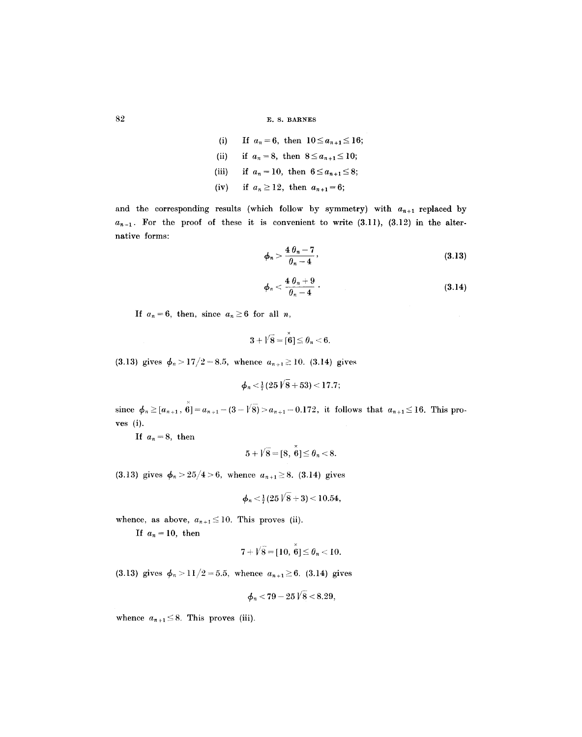(i) If $a_n = 6$, then $10 \leq a_{n+1} \leq 16$;

(ii) if $a_n = 8$, then $8 \leq a_{n+1} \leq 10$;

(iii) if $a_n = 10$, then $6 \leq a_{n+1} \leq 8$;

(iv) if $a_n \geq 12$, then $a_{n+1} = 6$;

and the corresponding results (which follow by symmetry) with $a_{n+1}$ replaced by $a_{n-1}$. For the proof of these it is convenient to write (3.11), (3.12) in the alternative forms:

$$\phi_n > \frac{4\,\theta_n - 7}{\theta_n - 4}, \tag{3.13}$$

$$\phi_n < \frac{4\,\theta_n + 9}{\theta_n - 4}. \tag{3.14}$$

If $a_n = 6$, then, since $a_n \geq 6$ for all $n$,

$$3 + \sqrt{8} = [\overset{\times}{6}] \leq \theta_n < 6.$$

(3.13) gives $\phi_n > 17/2 = 8.5$, whence $a_{n+1} \geq 10$. (3.14) gives

$$\phi_n < \tfrac{1}{7}(25\sqrt{8} + 53) < 17.7;$$

since $\phi_n \geq [a_{n+1}, \overset{\times}{6}] = a_{n+1} - (3 - \sqrt{8}) > a_{n+1} - 0.172$, it follows that $a_{n+1} \leq 16$. This proves (i).

If $a_n = 8$, then

$$5 + \sqrt{8} = [8, \overset{\times}{6}] \leq \theta_n < 8.$$

(3.13) gives $\phi_n > 25/4 > 6$, whence $a_{n+1} \geq 8$. (3.14) gives

$$\phi_n < \tfrac{1}{7}(25\sqrt{8} + 3) < 10.54,$$

whence, as above, $a_{n+1} \leq 10$. This proves (ii).

If $a_n = 10$, then

$$7 + \sqrt{8} = [10, \overset{\times}{6}] \leq \theta_n < 10.$$

(3.13) gives $\phi_n > 11/2 = 5.5$, whence $a_{n+1} \geq 6$. (3.14) gives

$$\phi_n < 79 - 25\sqrt{8} < 8.29,$$

whence $a_{n+1} \leq 8$. This proves (iii).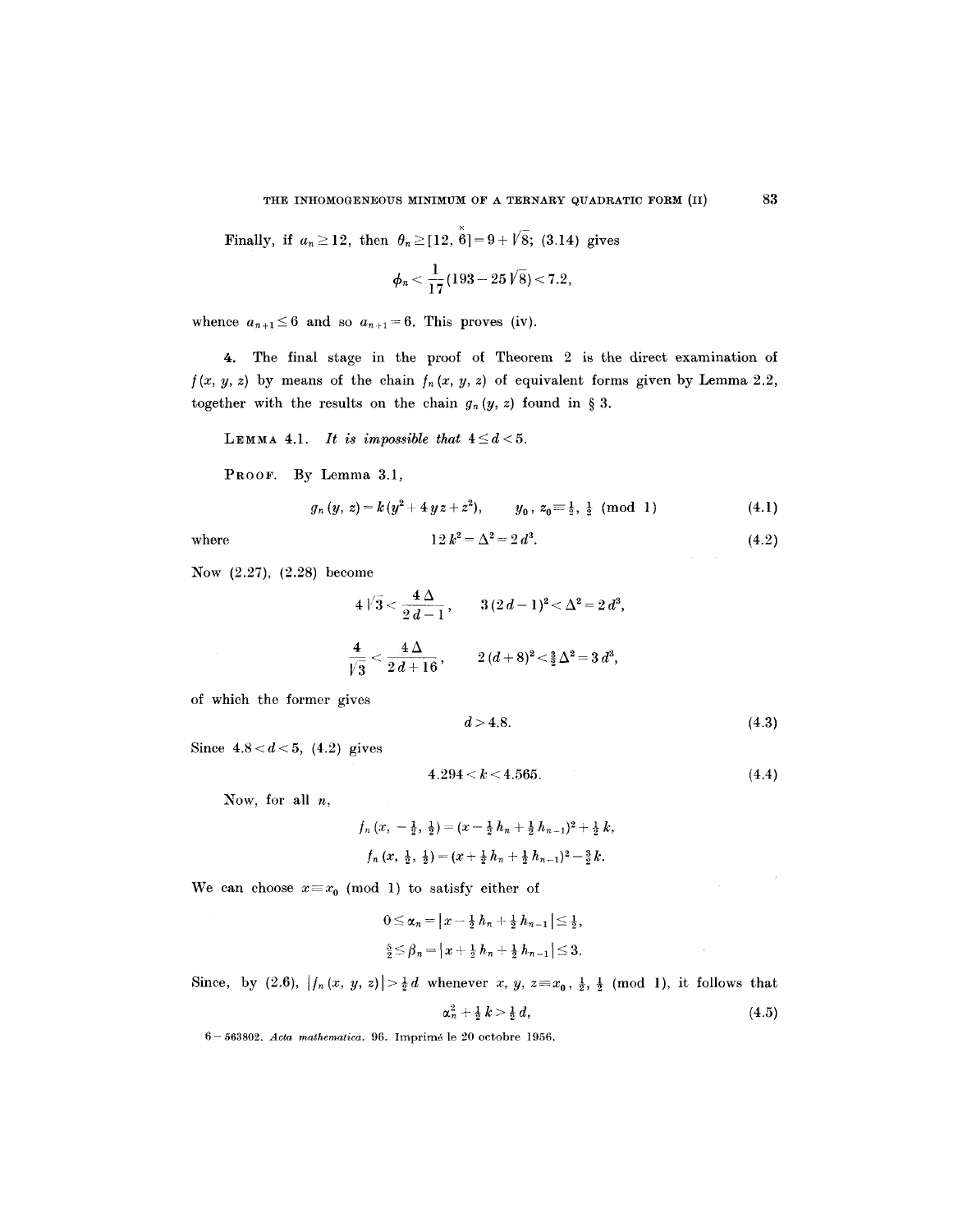Finally, if $a_n \geq 12$, then $\theta_n \geq [12, \overset{\times}{6}] = 9 + \sqrt{8}$; (3.14) gives

$$\phi_n < \frac{1}{17}(193 - 25\sqrt{8}) < 7.2,$$

whence $a_{n+1} \leq 6$ and so $a_{n+1} = 6$. This proves (iv).

**4.** The final stage in the proof of Theorem 2 is the direct examination of $f(x, y, z)$ by means of the chain $f_n(x, y, z)$ of equivalent forms given by Lemma 2.2, together with the results on the chain $g_n(y, z)$ found in § 3.

LEMMA 4.1. *It is impossible that* $4 \leq d < 5$.

PROOF. By Lemma 3.1,

$$g_n(y, z) = k(y^2 + 4yz + z^2), \qquad y_0, z_0 \equiv \tfrac{1}{2}, \tfrac{1}{2} \pmod 1 \tag{4.1}$$

where

$$12k^2 = \Delta^2 = 2d^3. \tag{4.2}$$

Now (2.27), (2.28) become

$$4\sqrt{3} < \frac{4\Delta}{2d-1}, \qquad 3(2d-1)^2 < \Delta^2 = 2d^3,$$

$$\frac{4}{\sqrt{3}} < \frac{4\Delta}{2d+16}, \qquad 2(d+8)^2 < \tfrac{3}{2}\Delta^2 = 3d^3,$$

of which the former gives

$$d > 4.8. \tag{4.3}$$

Since $4.8 < d < 5$, (4.2) gives

$$4.294 < k < 4.565. \tag{4.4}$$

Now, for all $n$,

$$f_n(x, -\tfrac{1}{2}, \tfrac{1}{2}) = (x - \tfrac{1}{2}h_n + \tfrac{1}{2}h_{n-1})^2 + \tfrac{1}{2}k,$$

$$f_n(x, \tfrac{1}{2}, \tfrac{1}{2}) = (x + \tfrac{1}{2}h_n + \tfrac{1}{2}h_{n-1})^2 - \tfrac{3}{2}k.$$

We can choose $x \equiv x_0 \pmod 1$ to satisfy either of

$$0 \leq \alpha_n = |x - \tfrac{1}{2}h_n + \tfrac{1}{2}h_{n-1}| \leq \tfrac{1}{2},$$

$$\tfrac{5}{2} \leq \beta_n = |x + \tfrac{1}{2}h_n + \tfrac{1}{2}h_{n-1}| \leq 3.$$

Since, by (2.6), $|f_n(x, y, z)| > \tfrac{1}{2}d$ whenever $x, y, z \equiv x_0, \tfrac{1}{2}, \tfrac{1}{2} \pmod 1$, it follows that

$$\alpha_n^2 + \tfrac{1}{2}k > \tfrac{1}{2}d, \tag{4.5}$$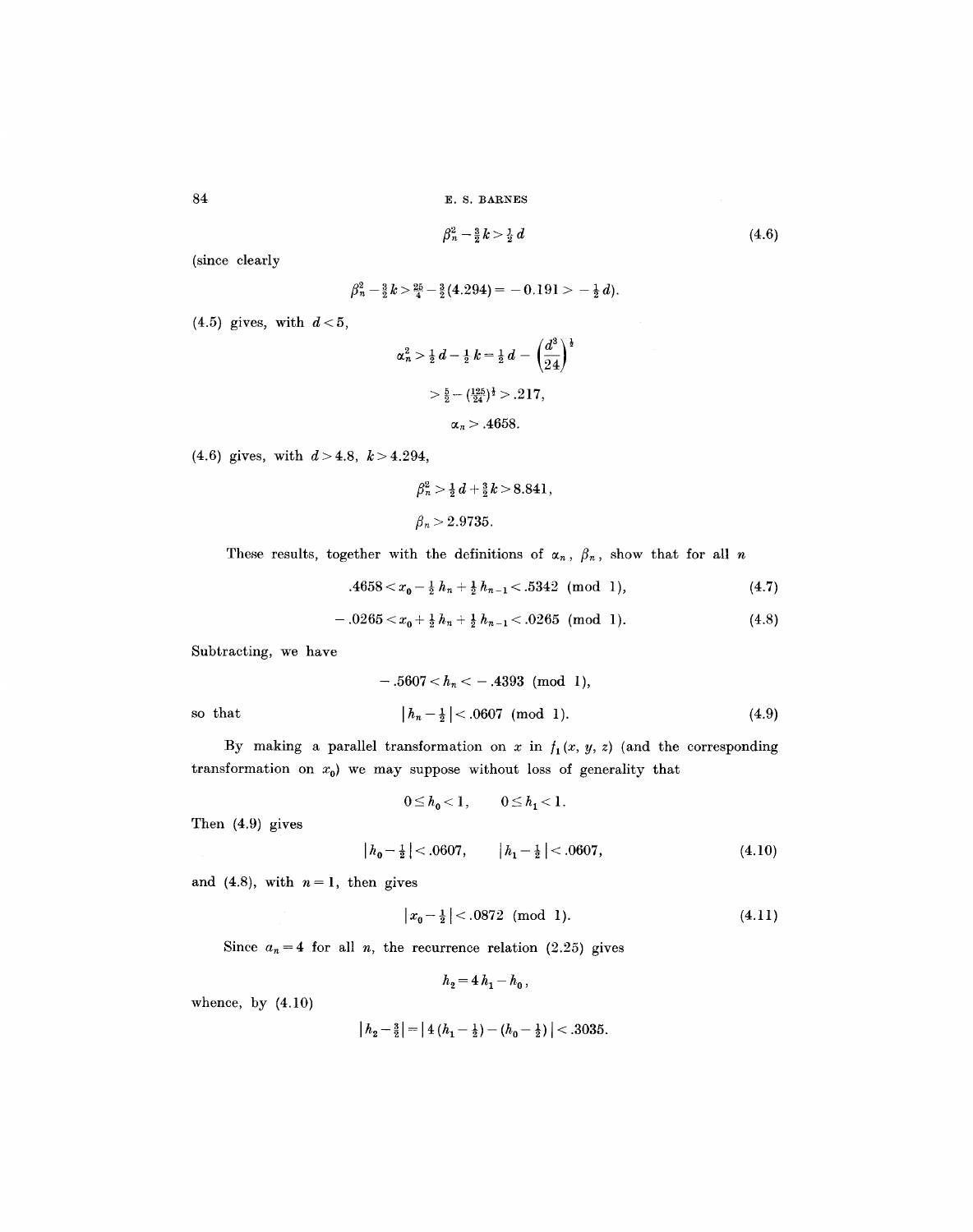$$\beta_n^2 - \tfrac{3}{2}k > \tfrac{1}{2}d \tag{4.6}$$

(since clearly

$$\beta_n^2 - \tfrac{3}{2}k > \tfrac{25}{4} - \tfrac{3}{2}(4.294) = -0.191 > -\tfrac{1}{2}d).$$

(4.5) gives, with $d < 5$,

$$\alpha_n^2 > \tfrac{1}{2}d - \tfrac{1}{2}k = \tfrac{1}{2}d - \left(\frac{d^3}{24}\right)^{\frac{1}{2}}$$

$$> \tfrac{5}{2} - (\tfrac{125}{24})^{\frac{1}{2}} > .217,$$

$$\alpha_n > .4658.$$

(4.6) gives, with $d > 4.8$, $k > 4.294$,

$$\beta_n^2 > \tfrac{1}{2}d + \tfrac{3}{2}k > 8.841,$$

$$\beta_n > 2.9735.$$

These results, together with the definitions of $\alpha_n$, $\beta_n$, show that for all $n$

$$.4658 < x_0 - \tfrac{1}{2}h_n + \tfrac{1}{2}h_{n-1} < .5342 \pmod 1, \tag{4.7}$$

$$-.0265 < x_0 + \tfrac{1}{2}h_n + \tfrac{1}{2}h_{n-1} < .0265 \pmod 1. \tag{4.8}$$

Subtracting, we have

$$-.5607 < h_n < -.4393 \pmod 1,$$

so that

$$|h_n - \tfrac{1}{2}| < .0607 \pmod 1. \tag{4.9}$$

By making a parallel transformation on $x$ in $f_1(x, y, z)$ (and the corresponding transformation on $x_0$) we may suppose without loss of generality that

$$0 \leq h_0 < 1, \qquad 0 \leq h_1 < 1.$$

Then (4.9) gives

$$|h_0 - \tfrac{1}{2}| < .0607, \qquad |h_1 - \tfrac{1}{2}| < .0607, \tag{4.10}$$

and (4.8), with $n = 1$, then gives

$$|x_0 - \tfrac{1}{2}| < .0872 \pmod 1. \tag{4.11}$$

Since $a_n = 4$ for all $n$, the recurrence relation (2.25) gives

$$h_2 = 4h_1 - h_0,$$

whence, by (4.10)

$$|h_2 - \tfrac{3}{2}| = |4(h_1 - \tfrac{1}{2}) - (h_0 - \tfrac{1}{2})| < .3035.$$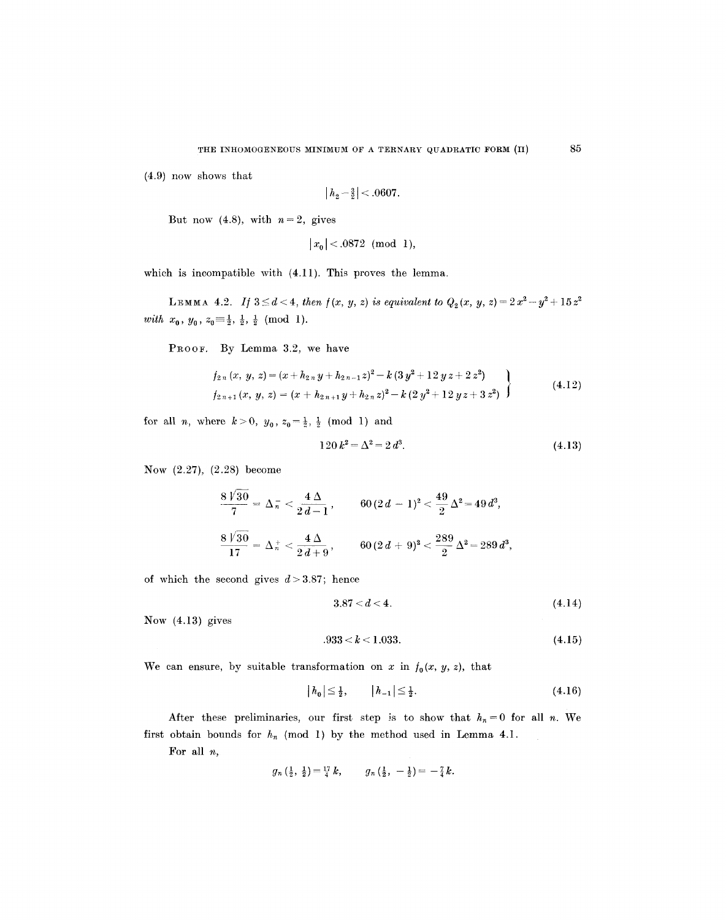(4.9) now shows that

$$|h_2 - \tfrac{3}{2}| < .0607.$$

But now (4.8), with $n = 2$, gives

$$|x_0| < .0872 \pmod 1,$$

which is incompatible with (4.11). This proves the lemma.

LEMMA 4.2. *If $3 \le d < 4$, then $f(x, y, z)$ is equivalent to $Q_2(x, y, z) = 2x^2 - y^2 + 15z^2$ with $x_0, y_0, z_0 \equiv \tfrac{1}{2}, \tfrac{1}{2}, \tfrac{1}{2} \pmod 1$.*

PROOF. By Lemma 3.2, we have

$$\left.\begin{aligned} f_{2n}(x, y, z) &= (x + h_{2n}\, y + h_{2n-1}\, z)^2 - k(3y^2 + 12yz + 2z^2) \\ f_{2n+1}(x, y, z) &= (x + h_{2n+1}\, y + h_{2n}\, z)^2 - k(2y^2 + 12yz + 3z^2) \end{aligned}\right\} \tag{4.12}$$

for all $n$, where $k > 0$, $y_0, z_0 \equiv \tfrac{1}{2}, \tfrac{1}{2} \pmod 1$ and

$$120k^2 = \Delta^2 = 2d^3. \tag{4.13}$$

Now (2.27), (2.28) become

$$\frac{8\sqrt{30}}{7} = \Delta_n^- < \frac{4\Delta}{2d-1}, \qquad 60(2d-1)^2 < \frac{49}{2}\Delta^2 = 49d^3,$$

$$\frac{8\sqrt{30}}{17} = \Delta_n^+ < \frac{4\Delta}{2d+9}, \qquad 60(2d+9)^2 < \frac{289}{2}\Delta^2 = 289d^3,$$

of which the second gives $d > 3.87$; hence

$$3.87 < d < 4. \tag{4.14}$$

Now (4.13) gives

$$.933 < k < 1.033. \tag{4.15}$$

We can ensure, by suitable transformation on $x$ in $f_0(x, y, z)$, that

$$|h_0| \le \tfrac{1}{2}, \qquad |h_{-1}| \le \tfrac{1}{2}. \tag{4.16}$$

After these preliminaries, our first step is to show that $h_n = 0$ for all $n$. We first obtain bounds for $h_n \pmod 1$ by the method used in Lemma 4.1.

For all $n$,

$$g_n(\tfrac{1}{2}, \tfrac{1}{2}) = \tfrac{17}{4}k, \qquad g_n(\tfrac{1}{2}, -\tfrac{1}{2}) = -\tfrac{7}{4}k.$$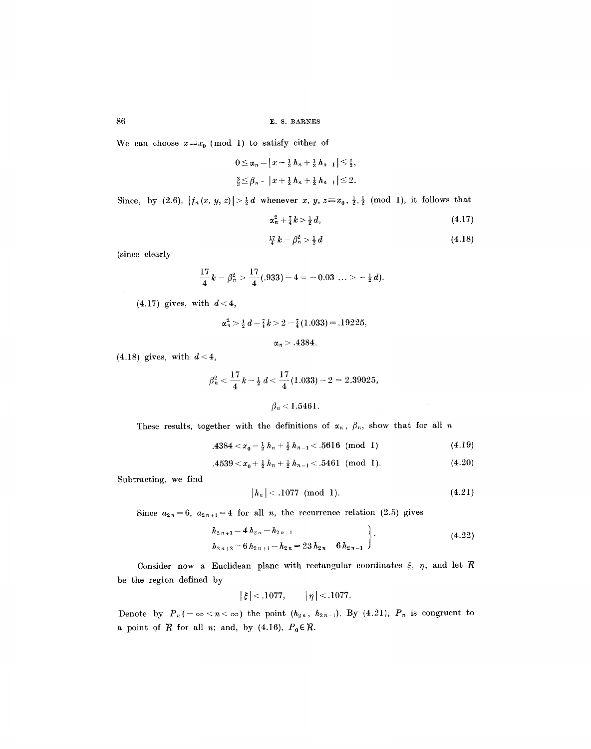We can choose $x \equiv x_0 \pmod 1$ to satisfy either of

$$0 \leq \alpha_n = |x - \tfrac{1}{2} h_n + \tfrac{1}{2} h_{n-1}| \leq \tfrac{1}{2},$$

$$\tfrac{3}{2} \leq \beta_n = |x + \tfrac{1}{2} h_n + \tfrac{1}{2} h_{n-1}| \leq 2.$$

Since, by (2.6), $|f_n(x, y, z)| > \frac{1}{2} d$ whenever $x, y, z \equiv x_0, \frac{1}{2}, \frac{1}{2} \pmod 1$, it follows that

$$\alpha_n^2 + \tfrac{7}{4} k > \tfrac{1}{2} d, \tag{4.17}$$

$$\tfrac{17}{4} k - \beta_n^2 > \tfrac{1}{2} d \tag{4.18}$$

(since clearly

$$\frac{17}{4} k - \beta_n^2 > \frac{17}{4}(.933) - 4 = -0.03 \ldots > -\tfrac{1}{2} d).$$

(4.17) gives, with $d < 4$,

$$\alpha_n^2 > \tfrac{1}{2} d - \tfrac{7}{4} k > 2 - \tfrac{7}{4}(1.033) = .19225,$$

$$\alpha_n > .4384.$$

(4.18) gives, with $d < 4$,

$$\beta_n^2 < \frac{17}{4} k - \tfrac{1}{2} d < \frac{17}{4}(1.033) - 2 = 2.39025,$$

$$\beta_n < 1.5461.$$

These results, together with the definitions of $\alpha_n$, $\beta_n$, show that for all $n$

$$.4384 < x_0 - \tfrac{1}{2} h_n + \tfrac{1}{2} h_{n-1} < .5616 \pmod 1 \tag{4.19}$$

$$.4539 < x_0 + \tfrac{1}{2} h_n + \tfrac{1}{2} h_{n-1} < .5461 \pmod 1. \tag{4.20}$$

Subtracting, we find

$$|h_n| < .1077 \pmod 1. \tag{4.21}$$

Since $a_{2n} = 6$, $a_{2n+1} = 4$ for all $n$, the recurrence relation (2.5) gives

$$\left.\begin{aligned} h_{2n+1} &= 4 h_{2n} - h_{2n-1} \\ h_{2n+2} &= 6 h_{2n+1} - h_{2n} = 23 h_{2n} - 6 h_{2n-1} \end{aligned}\right\}. \tag{4.22}$$

Consider now a Euclidean plane with rectangular coordinates $\xi$, $\eta$, and let $\mathcal{R}$ be the region defined by

$$|\xi| < .1077, \qquad |\eta| < .1077.$$

Denote by $P_n$ $(-\infty < n < \infty)$ the point $(h_{2n}, h_{2n-1})$. By (4.21), $P_n$ is congruent to a point of $\mathcal{R}$ for all $n$; and, by (4.16), $P_0 \in \mathcal{R}$.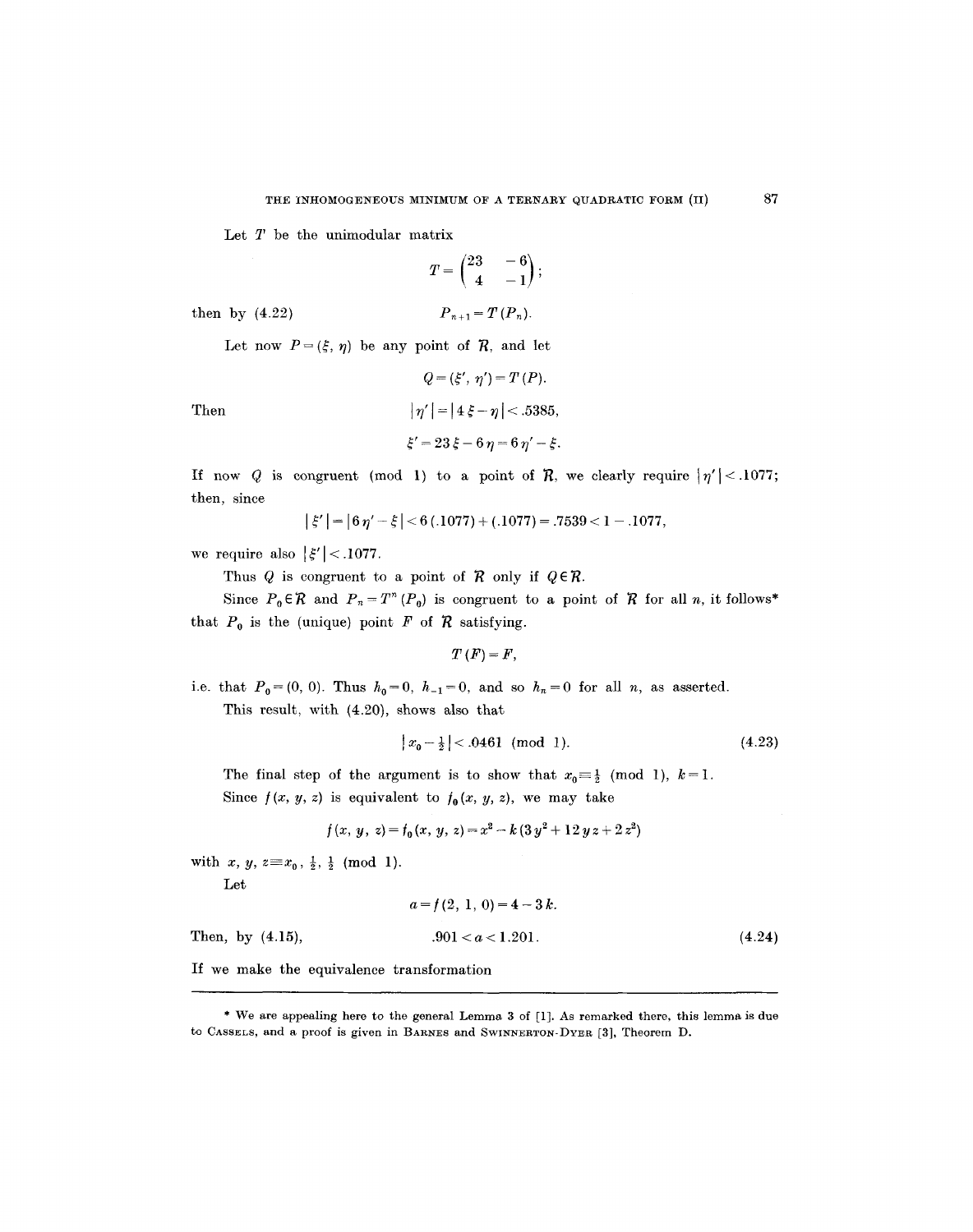Let $T$ be the unimodular matrix

$$T = \begin{pmatrix} 23 & -6 \\ 4 & -1 \end{pmatrix};$$

then by (4.22)

$$P_{n+1} = T(P_n).$$

Let now $P = (\xi, \eta)$ be any point of $\mathcal{R}$, and let

$$Q = (\xi', \eta') = T(P).$$

Then

$$|\eta'| = |4\xi - \eta| < .5385,$$

$$\xi' = 23\xi - 6\eta = 6\eta' - \xi.$$

If now $Q$ is congruent (mod 1) to a point of $\mathcal{R}$, we clearly require $|\eta'| < .1077$; then, since

$$|\xi'| = |6\eta' - \xi| < 6(.1077) + (.1077) = .7539 < 1 - .1077,$$

we require also $|\xi'| < .1077$.

Thus $Q$ is congruent to a point of $\mathcal{R}$ only if $Q \in \mathcal{R}$.

Since $P_0 \in \mathcal{R}$ and $P_n = T^n(P_0)$ is congruent to a point of $\mathcal{R}$ for all $n$, it follows* that $P_0$ is the (unique) point $F$ of $\mathcal{R}$ satisfying.

$$T(F) = F,$$

i.e. that $P_0 = (0, 0)$. Thus $h_0 = 0$, $h_{-1} = 0$, and so $h_n = 0$ for all $n$, as asserted.

This result, with (4.20), shows also that

$$|x_0 - \tfrac{1}{2}| < .0461 \pmod 1. \tag{4.23}$$

The final step of the argument is to show that $x_0 \equiv \frac{1}{2} \pmod 1$, $k = 1$.

Since $f(x, y, z)$ is equivalent to $f_0(x, y, z)$, we may take

$$f(x, y, z) = f_0(x, y, z) = x^2 - k(3y^2 + 12yz + 2z^2)$$

with $x, y, z \equiv x_0, \frac{1}{2}, \frac{1}{2} \pmod 1$.

Let

$$a = f(2, 1, 0) = 4 - 3k.$$

Then, by (4.15),

$$.901 < a < 1.201. \tag{4.24}$$

If we make the equivalence transformation

---

* We are appealing here to the general Lemma 3 of [1]. As remarked there, this lemma is due to CASSELS, and a proof is given in BARNES and SWINNERTON-DYER [3], Theorem D.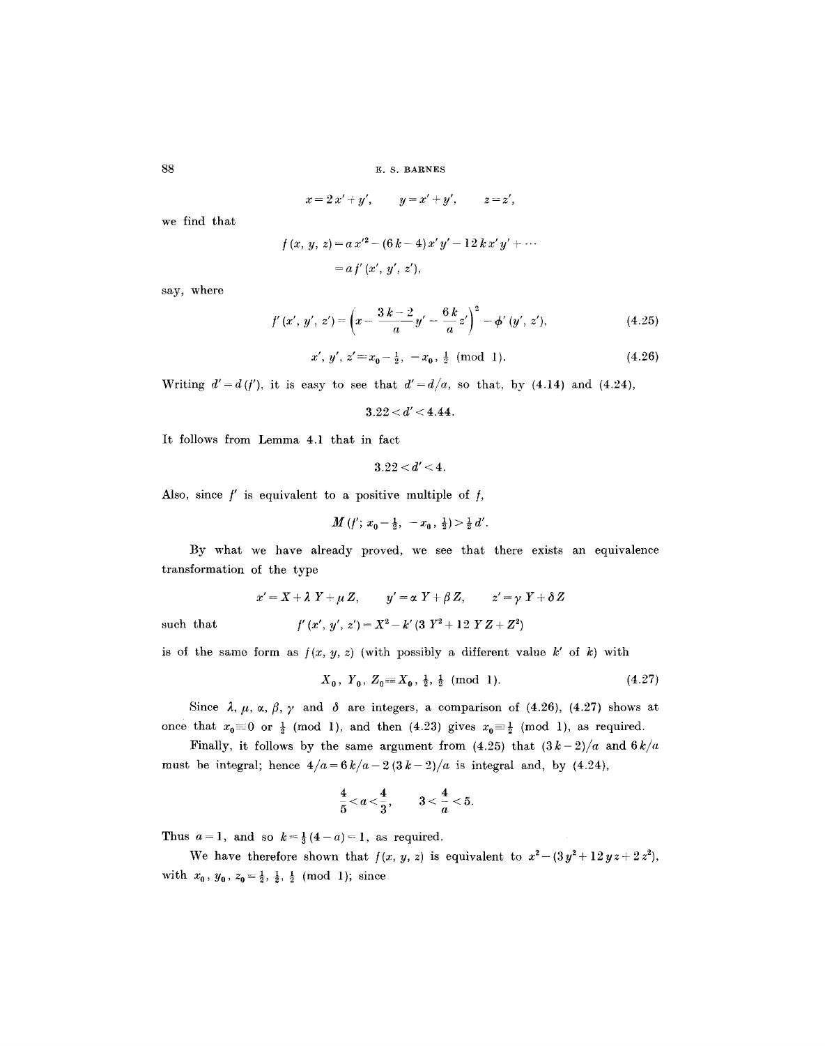$$x = 2x' + y', \qquad y = x' + y', \qquad z = z',$$

we find that

$$f(x, y, z) = a x'^2 - (6k - 4) x' y' - 12 k x' y' + \cdots$$

$$= a f'(x', y', z'),$$

say, where

$$f'(x', y', z') = \left(x - \frac{3k-2}{a} y' - \frac{6k}{a} z'\right)^2 - \phi'(y', z'), \tag{4.25}$$

$$x', y', z' \equiv x_0 - \tfrac{1}{2}, \; -x_0, \; \tfrac{1}{2} \pmod 1). \tag{4.26}$$

Writing $d' = d(f')$, it is easy to see that $d' = d/a$, so that, by (4.14) and (4.24),

$$3.22 < d' < 4.44.$$

It follows from Lemma 4.1 that in fact

$$3.22 < d' < 4.$$

Also, since $f'$ is equivalent to a positive multiple of $f$,

$$M(f'; x_0 - \tfrac{1}{2}, \; -x_0, \; \tfrac{1}{2}) > \tfrac{1}{2} d'.$$

By what we have already proved, we see that there exists an equivalence transformation of the type

$$x' = X + \lambda Y + \mu Z, \qquad y' = \alpha Y + \beta Z, \qquad z' = \gamma Y + \delta Z$$

such that $\qquad f'(x', y', z') = X^2 - k'(3Y^2 + 12YZ + Z^2)$

is of the same form as $f(x, y, z)$ (with possibly a different value $k'$ of $k$) with

$$X_0, Y_0, Z_0 \equiv X_0, \tfrac{1}{2}, \tfrac{1}{2} \pmod 1). \tag{4.27}$$

Since $\lambda, \mu, \alpha, \beta, \gamma$ and $\delta$ are integers, a comparison of (4.26), (4.27) shows at once that $x_0 \equiv 0$ or $\tfrac{1}{2}$ (mod 1), and then (4.23) gives $x_0 \equiv \tfrac{1}{2}$ (mod 1), as required.

Finally, it follows by the same argument from (4.25) that $(3k-2)/a$ and $6k/a$ must be integral; hence $4/a = 6k/a - 2(3k-2)/a$ is integral and, by (4.24),

$$\frac{4}{5} < a < \frac{4}{3}, \qquad 3 < \frac{4}{a} < 5.$$

Thus $a = 1$, and so $k = \tfrac{1}{3}(4 - a) = 1$, as required.

We have therefore shown that $f(x, y, z)$ is equivalent to $x^2 - (3y^2 + 12yz + 2z^2)$, with $x_0, y_0, z_0 \equiv \tfrac{1}{2}, \tfrac{1}{2}, \tfrac{1}{2}$ (mod 1); since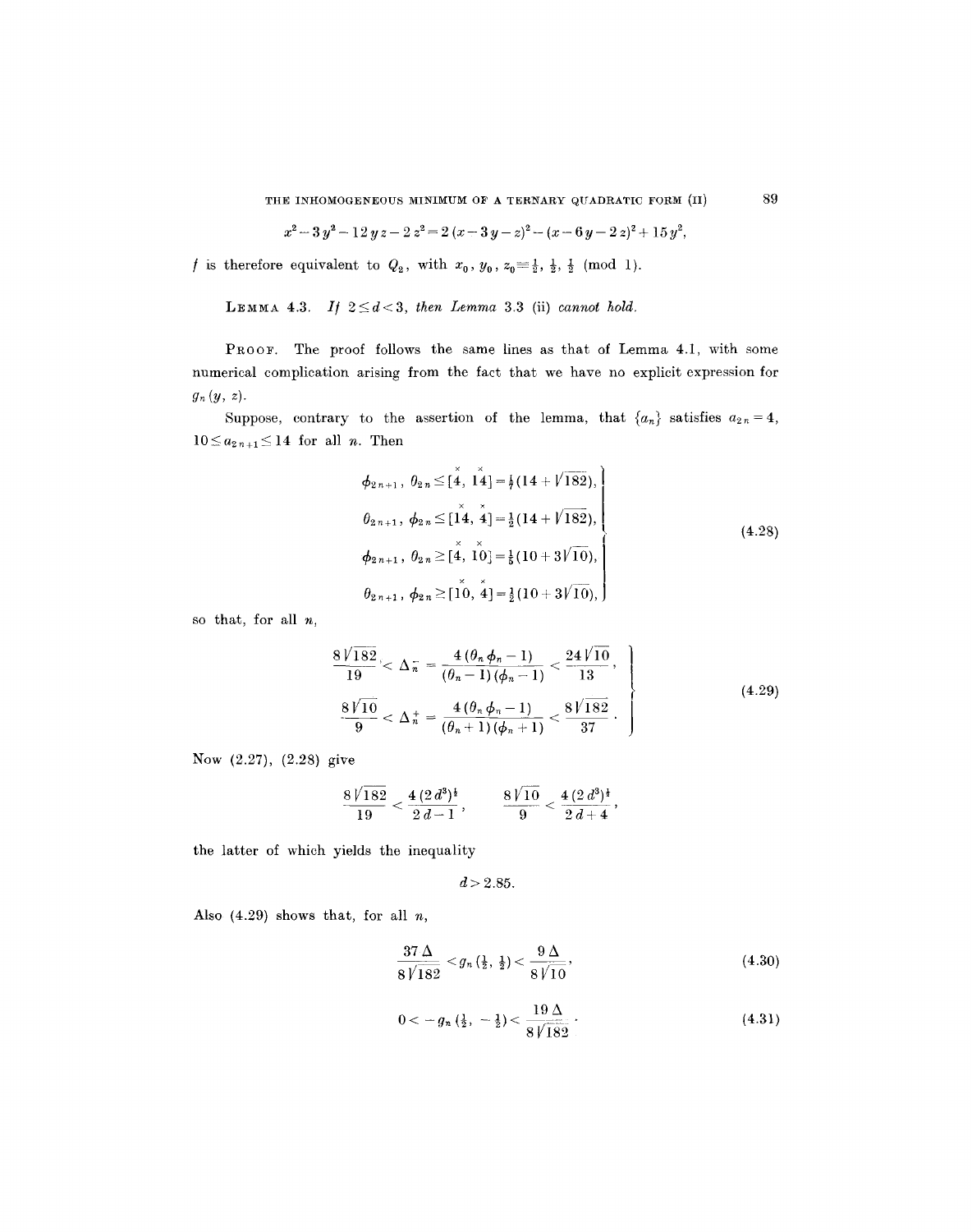$$x^2 - 3y^2 - 12yz - 2z^2 = 2(x - 3y - z)^2 - (x - 6y - 2z)^2 + 15y^2,$$

$f$ is therefore equivalent to $Q_2$, with $x_0, y_0, z_0 \equiv \frac{1}{2}, \frac{1}{2}, \frac{1}{2} \pmod 1$.

**Lemma 4.3.** *If $2 \leq d < 3$, then Lemma 3.3 (ii) cannot hold.*

**Proof.** The proof follows the same lines as that of Lemma 4.1, with some numerical complication arising from the fact that we have no explicit expression for $g_n(y, z)$.

Suppose, contrary to the assertion of the lemma, that $\{a_n\}$ satisfies $a_{2n} = 4$, $10 \leq a_{2n+1} \leq 14$ for all $n$. Then

$$\left.\begin{aligned}
\phi_{2n+1},\ \theta_{2n} &\leq [\overset{\times}{4}, \overset{\times}{14}] = \tfrac{1}{7}(14 + \sqrt{182}), \\
\theta_{2n+1},\ \phi_{2n} &\leq [\overset{\times}{14}, \overset{\times}{4}] = \tfrac{1}{2}(14 + \sqrt{182}), \\
\phi_{2n+1},\ \theta_{2n} &\geq [\overset{\times}{4}, \overset{\times}{10}] = \tfrac{1}{5}(10 + 3\sqrt{10}), \\
\theta_{2n+1},\ \phi_{2n} &\geq [\overset{\times}{10}, \overset{\times}{4}] = \tfrac{1}{2}(10 + 3\sqrt{10}),
\end{aligned}\right\} \tag{4.28}$$

so that, for all $n$,

$$\left.\begin{aligned}
\frac{8\sqrt{182}}{19} &< \Delta_n^- = \frac{4(\theta_n \phi_n - 1)}{(\theta_n - 1)(\phi_n - 1)} < \frac{24\sqrt{10}}{13}, \\
\frac{8\sqrt{10}}{9} &< \Delta_n^+ = \frac{4(\theta_n \phi_n - 1)}{(\theta_n + 1)(\phi_n + 1)} < \frac{8\sqrt{182}}{37}.
\end{aligned}\right\} \tag{4.29}$$

Now (2.27), (2.28) give

$$\frac{8\sqrt{182}}{19} < \frac{4(2d^3)^{\frac{1}{2}}}{2d - 1}, \qquad \frac{8\sqrt{10}}{9} < \frac{4(2d^3)^{\frac{1}{2}}}{2d + 4},$$

the latter of which yields the inequality

$$d > 2.85.$$

Also (4.29) shows that, for all $n$,

$$\frac{37\Delta}{8\sqrt{182}} < g_n(\tfrac{1}{2}, \tfrac{1}{2}) < \frac{9\Delta}{8\sqrt{10}}, \tag{4.30}$$

$$0 < -g_n(\tfrac{1}{2}, -\tfrac{1}{2}) < \frac{19\Delta}{8\sqrt{182}}. \tag{4.31}$$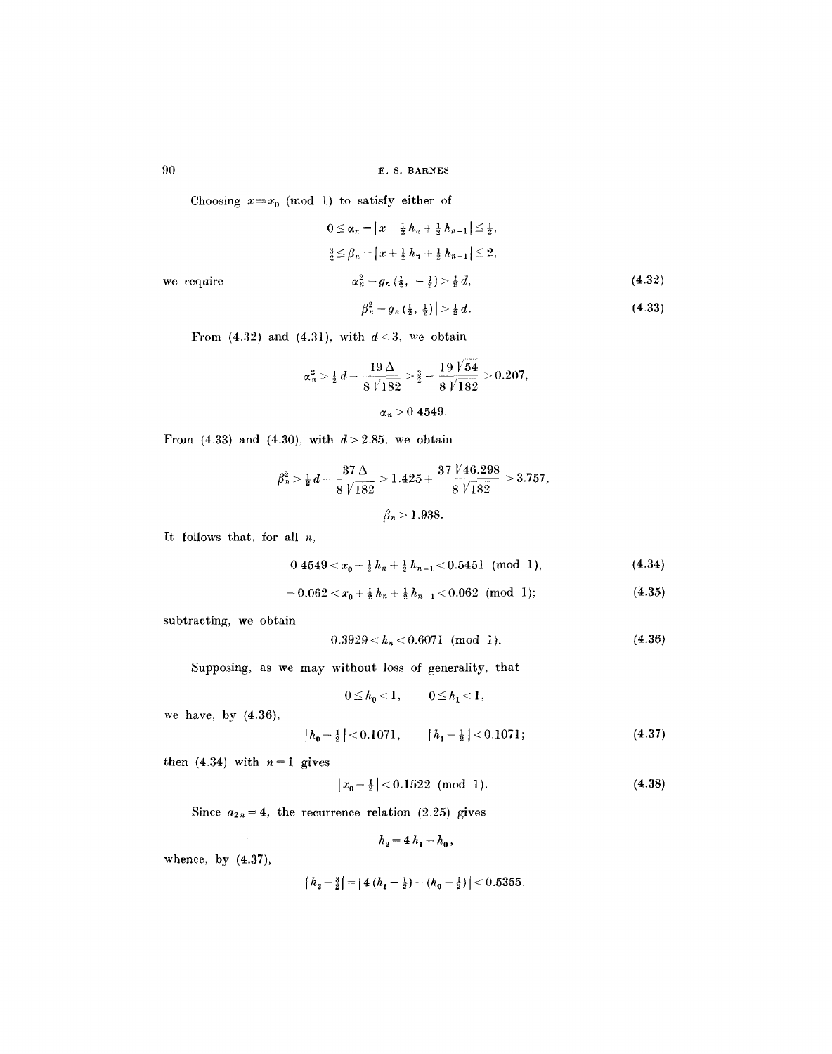Choosing $x \equiv x_0 \pmod 1$ to satisfy either of

$$0 \leq \alpha_n = |x - \tfrac{1}{2} h_n + \tfrac{1}{2} h_{n-1}| \leq \tfrac{1}{2},$$

$$\tfrac{3}{2} \leq \beta_n = |x + \tfrac{1}{2} h_n + \tfrac{1}{2} h_{n-1}| \leq 2,$$

we require

$$\alpha_n^2 - g_n(\tfrac{1}{2}, -\tfrac{1}{2}) > \tfrac{1}{2} d, \tag{4.32}$$

$$|\beta_n^2 - g_n(\tfrac{1}{2}, \tfrac{1}{2})| > \tfrac{1}{2} d. \tag{4.33}$$

From (4.32) and (4.31), with $d < 3$, we obtain

$$\alpha_n^2 > \tfrac{1}{2} d - \frac{19\,\Delta}{8\sqrt{182}} > \tfrac{3}{2} - \frac{19\sqrt{54}}{8\sqrt{182}} > 0.207,$$

$$\alpha_n > 0.4549.$$

From (4.33) and (4.30), with $d > 2.85$, we obtain

$$\beta_n^2 > \tfrac{1}{2} d + \frac{37\,\Delta}{8\sqrt{182}} > 1.425 + \frac{37\sqrt{46.298}}{8\sqrt{182}} > 3.757,$$

$$\beta_n > 1.938.$$

It follows that, for all $n$,

$$0.4549 < x_0 - \tfrac{1}{2} h_n + \tfrac{1}{2} h_{n-1} < 0.5451 \pmod 1, \tag{4.34}$$

$$-0.062 < x_0 + \tfrac{1}{2} h_n + \tfrac{1}{2} h_{n-1} < 0.062 \pmod 1; \tag{4.35}$$

subtracting, we obtain

$$0.3929 < h_n < 0.6071 \pmod 1). \tag{4.36}$$

Supposing, as we may without loss of generality, that

$$0 \leq h_0 < 1, \qquad 0 \leq h_1 < 1,$$

we have, by (4.36),

$$|h_0 - \tfrac{1}{2}| < 0.1071, \qquad |h_1 - \tfrac{1}{2}| < 0.1071; \tag{4.37}$$

then (4.34) with $n = 1$ gives

$$|x_0 - \tfrac{1}{2}| < 0.1522 \pmod 1). \tag{4.38}$$

Since $a_{2n} = 4$, the recurrence relation (2.25) gives

$$h_2 = 4 h_1 - h_0,$$

whence, by (4.37),

$$|h_2 - \tfrac{3}{2}| = |4(h_1 - \tfrac{1}{2}) - (h_0 - \tfrac{1}{2})| < 0.5355.$$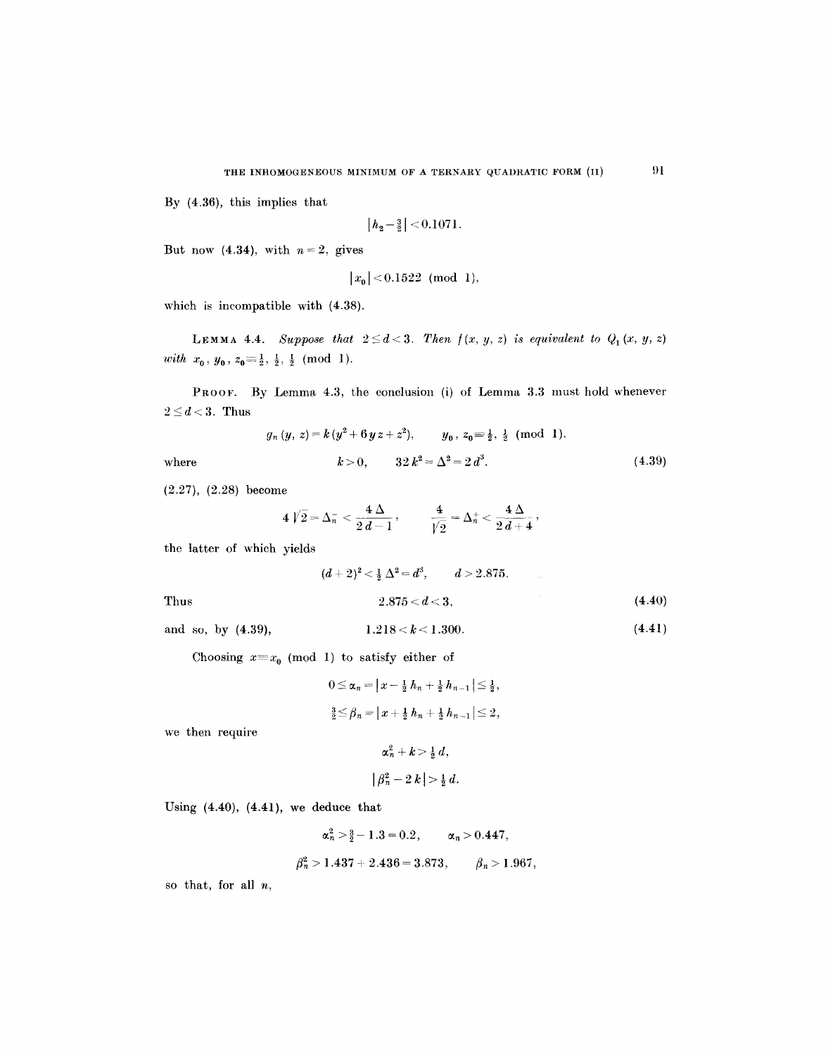By (4.36), this implies that

$$|h_2 - \tfrac{3}{2}| < 0.1071.$$

But now (4.34), with $n = 2$, gives

$$|x_0| < 0.1522 \pmod 1,$$

which is incompatible with (4.38).

**Lemma 4.4.** *Suppose that* $2 \leq d < 3$. *Then* $f(x, y, z)$ *is equivalent to* $Q_1(x, y, z)$ *with* $x_0, y_0, z_0 \equiv \tfrac{1}{2}, \tfrac{1}{2}, \tfrac{1}{2} \pmod 1$.

**Proof.** By Lemma 4.3, the conclusion (i) of Lemma 3.3 must hold whenever $2 \leq d < 3$. Thus

$$g_n(y, z) = k(y^2 + 6yz + z^2), \qquad y_0, z_0 \equiv \tfrac{1}{2}, \tfrac{1}{2} \pmod 1,$$

where

$$k > 0, \qquad 32k^2 = \Delta^2 = 2d^3. \tag{4.39}$$

(2.27), (2.28) become

$$4\sqrt{2} = \Delta_n^- < \frac{4\Delta}{2d-1}, \qquad \frac{4}{\sqrt{2}} = \Delta_n^+ < \frac{4\Delta}{2d+4},$$

the latter of which yields

$$(d+2)^2 < \tfrac{1}{2}\Delta^2 = d^3, \qquad d > 2.875.$$

Thus

$$2.875 < d < 3, \tag{4.40}$$

and so, by (4.39),

$$1.218 < k < 1.300. \tag{4.41}$$

Choosing $x \equiv x_0 \pmod 1$ to satisfy either of

$$0 \leq \alpha_n = |x - \tfrac{1}{2}h_n + \tfrac{1}{2}h_{n-1}| \leq \tfrac{1}{2},$$

$$\tfrac{3}{2} \leq \beta_n = |x + \tfrac{1}{2}h_n + \tfrac{1}{2}h_{n-1}| \leq 2,$$

we then require

$$\alpha_n^2 + k > \tfrac{1}{2}d,$$

$$|\beta_n^2 - 2k| > \tfrac{1}{2}d.$$

Using (4.40), (4.41), we deduce that

$$\alpha_n^2 > \tfrac{3}{2} - 1.3 = 0.2, \qquad \alpha_n > 0.447,$$

$$\beta_n^2 > 1.437 + 2.436 = 3.873, \qquad \beta_n > 1.967,$$

so that, for all $n$,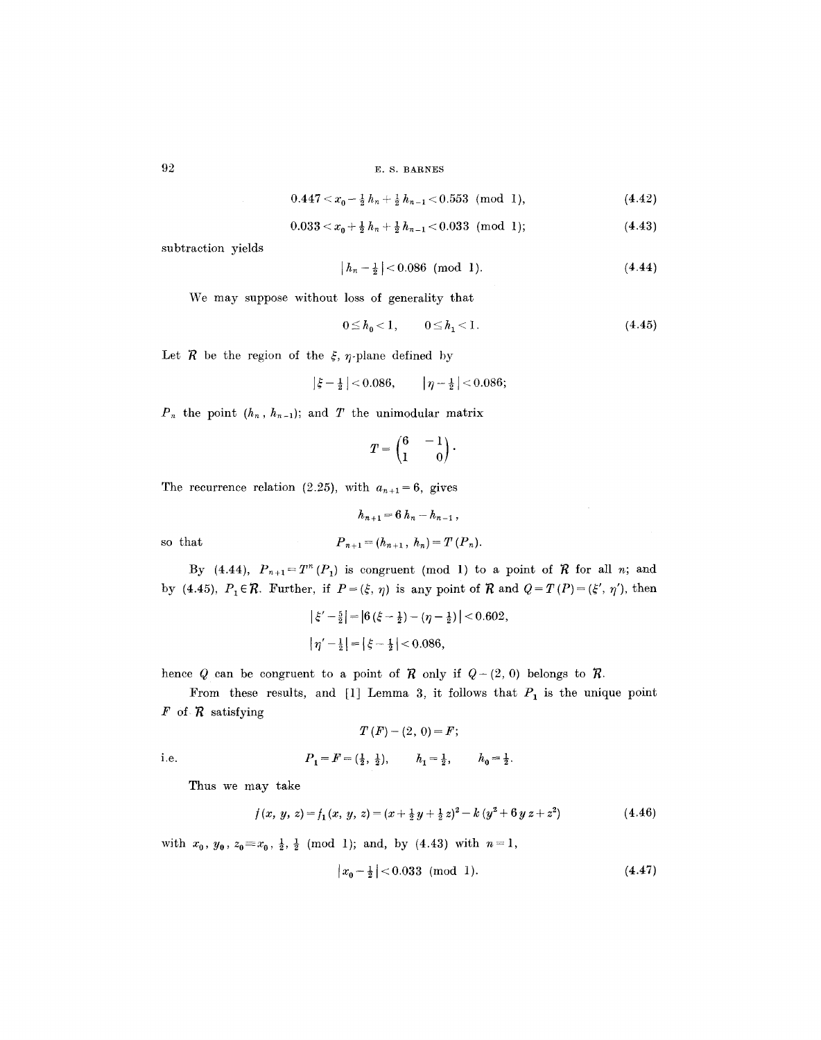$$0.447 < x_0 - \tfrac{1}{2} h_n + \tfrac{1}{2} h_{n-1} < 0.553 \pmod 1, \tag{4.42}$$

$$0.033 < x_0 + \tfrac{1}{2} h_n + \tfrac{1}{2} h_{n-1} < 0.033 \pmod 1; \tag{4.43}$$

subtraction yields

$$|h_n - \tfrac{1}{2}| < 0.086 \pmod 1. \tag{4.44}$$

We may suppose without loss of generality that

$$0 \leq h_0 < 1, \qquad 0 \leq h_1 < 1. \tag{4.45}$$

Let $\mathcal{R}$ be the region of the $\xi$, $\eta$-plane defined by

$$|\xi - \tfrac{1}{2}| < 0.086, \qquad |\eta - \tfrac{1}{2}| < 0.086;$$

$P_n$ the point $(h_n, h_{n-1})$; and $T$ the unimodular matrix

$$T = \begin{pmatrix} 6 & -1 \\ 1 & 0 \end{pmatrix}.$$

The recurrence relation (2.25), with $a_{n+1} = 6$, gives

$$h_{n+1} = 6 h_n - h_{n-1},$$

so that

$$P_{n+1} = (h_{n+1}, h_n) = T(P_n).$$

By (4.44), $P_{n+1} = T^n(P_1)$ is congruent (mod 1) to a point of $\mathcal{R}$ for all $n$; and by (4.45), $P_1 \in \mathcal{R}$. Further, if $P = (\xi, \eta)$ is any point of $\mathcal{R}$ and $Q = T(P) = (\xi', \eta')$, then

$$|\xi' - \tfrac{5}{2}| = |6(\xi - \tfrac{1}{2}) - (\eta - \tfrac{1}{2})| < 0.602,$$

$$|\eta' - \tfrac{1}{2}| = |\xi - \tfrac{1}{2}| < 0.086,$$

hence $Q$ can be congruent to a point of $\mathcal{R}$ only if $Q - (2, 0)$ belongs to $\mathcal{R}$.

From these results, and [1] Lemma 3, it follows that $P_1$ is the unique point $F$ of $\mathcal{R}$ satisfying

$$T(F) - (2, 0) = F;$$

i.e.

$$P_1 = F = (\tfrac{1}{2}, \tfrac{1}{2}), \qquad h_1 = \tfrac{1}{2}, \qquad h_0 = \tfrac{1}{2}.$$

Thus we may take

$$f(x, y, z) = f_1(x, y, z) = (x + \tfrac{1}{2} y + \tfrac{1}{2} z)^2 - k(y^2 + 6yz + z^2) \tag{4.46}$$

with $x_0, y_0, z_0 \equiv x_0, \tfrac{1}{2}, \tfrac{1}{2} \pmod 1$; and, by (4.43) with $n = 1$,

$$|x_0 - \tfrac{1}{2}| < 0.033 \pmod 1. \tag{4.47}$$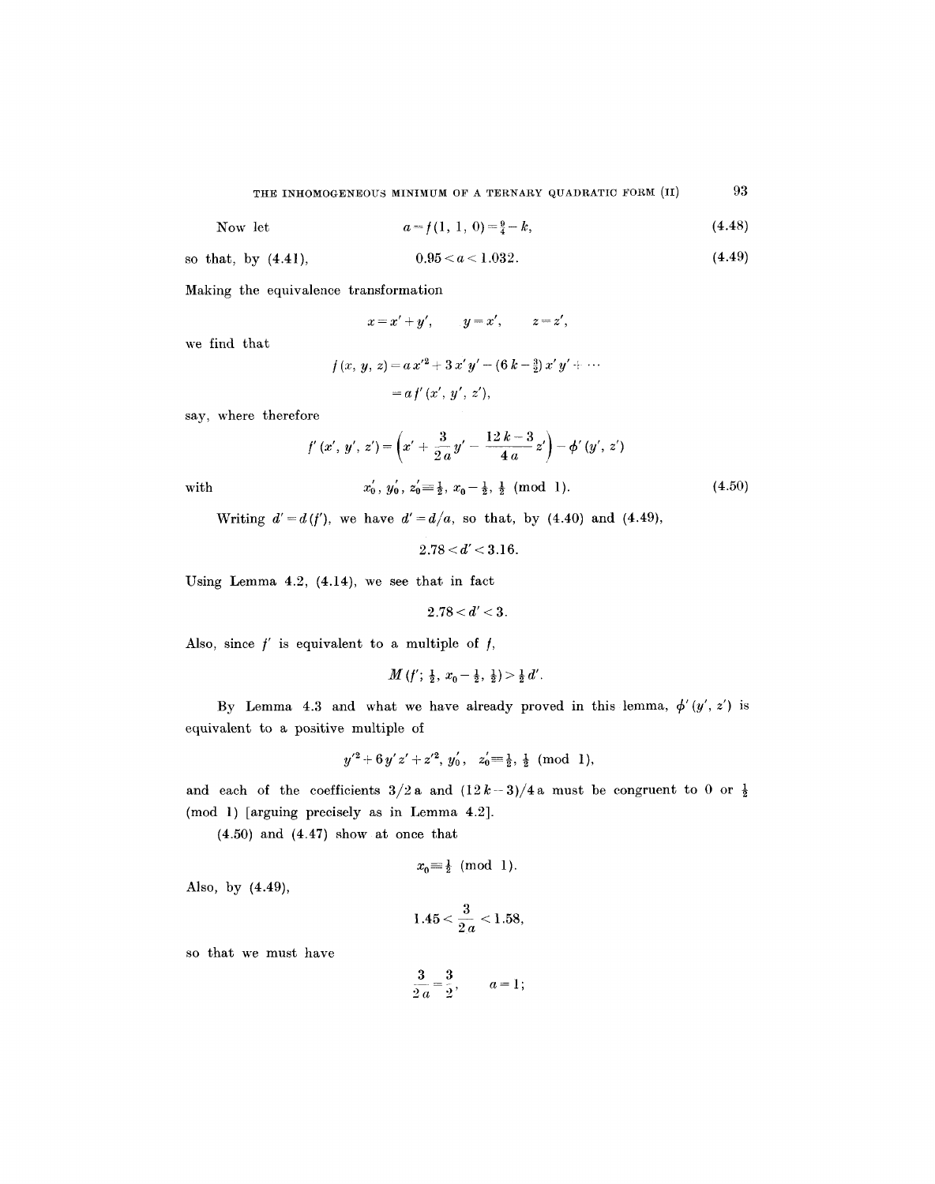Now let

$$a = f(1, 1, 0) = \tfrac{9}{4} - k, \tag{4.48}$$

so that, by (4.41),

$$0.95 < a < 1.032. \tag{4.49}$$

Making the equivalence transformation

$$x = x' + y', \qquad y = x', \qquad z = z',$$

we find that

$$f(x, y, z) = a x'^2 + 3 x' y' - (6k - \tfrac{3}{2}) x' y' + \cdots$$

$$= a f'(x', y', z'),$$

say, where therefore

$$f'(x', y', z') = \left(x' + \frac{3}{2a} y' - \frac{12k - 3}{4a} z'\right) - \phi'(y', z')$$

with

$$x_0', \; y_0', \; z_0' \equiv \tfrac{1}{2}, \; x_0 - \tfrac{1}{2}, \; \tfrac{1}{2} \pmod 1. \tag{4.50}$$

Writing $d' = d(f')$, we have $d' = d/a$, so that, by (4.40) and (4.49),

$$2.78 < d' < 3.16.$$

Using Lemma 4.2, (4.14), we see that in fact

$$2.78 < d' < 3.$$

Also, since $f'$ is equivalent to a multiple of $f$,

$$M(f'; \tfrac{1}{2}, x_0 - \tfrac{1}{2}, \tfrac{1}{2}) > \tfrac{1}{2} d'.$$

By Lemma 4.3 and what we have already proved in this lemma, $\phi'(y', z')$ is equivalent to a positive multiple of

$$y'^2 + 6 y' z' + z'^2, \; y_0', \quad z_0' \equiv \tfrac{1}{2}, \; \tfrac{1}{2} \pmod 1,$$

and each of the coefficients $3/2a$ and $(12k - 3)/4a$ must be congruent to 0 or $\tfrac{1}{2}$ (mod 1) [arguing precisely as in Lemma 4.2].

(4.50) and (4.47) show at once that

$$x_0 \equiv \tfrac{1}{2} \pmod 1.$$

Also, by (4.49),

$$1.45 < \frac{3}{2a} < 1.58,$$

so that we must have

$$\frac{3}{2a} = \frac{3}{2}, \qquad a = 1;$$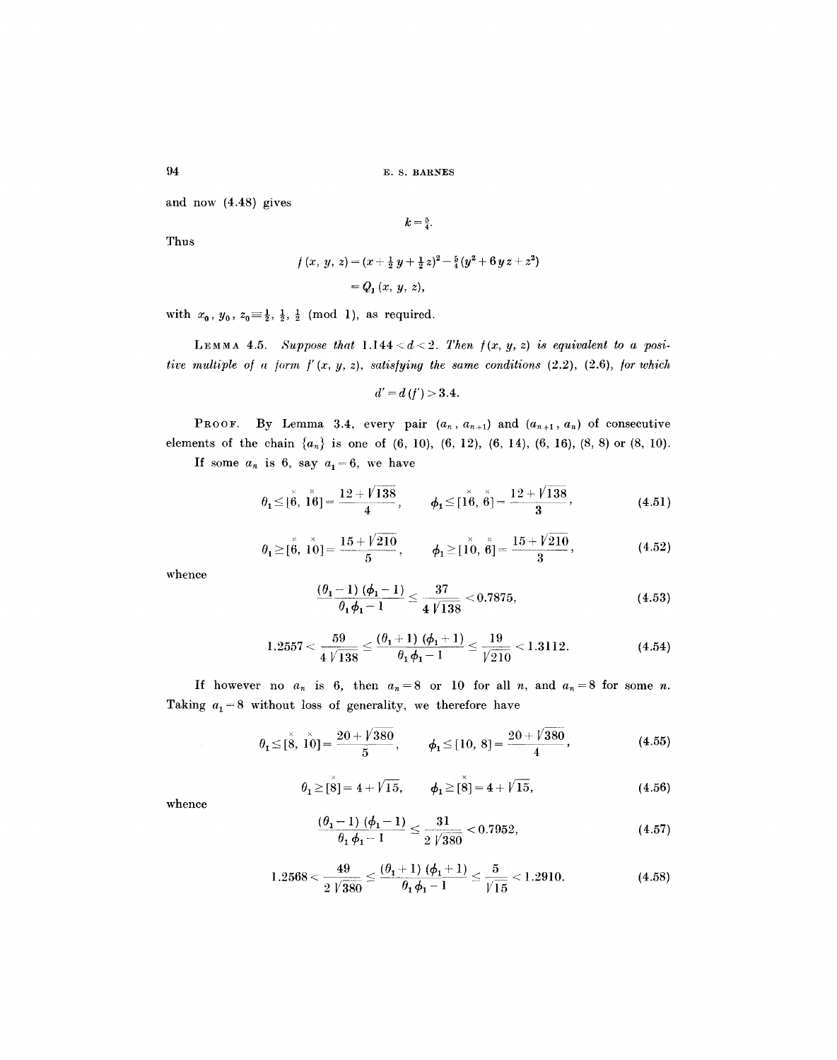and now (4.48) gives

$$k = \tfrac{5}{4}.$$

Thus

$$\begin{aligned} f(x, y, z) &= (x + \tfrac{1}{2} y + \tfrac{1}{2} z)^2 - \tfrac{5}{4}(y^2 + 6yz + z^2) \\ &= Q_1(x, y, z), \end{aligned}$$

with $x_0, y_0, z_0 \equiv \tfrac{1}{2}, \tfrac{1}{2}, \tfrac{1}{2} \pmod 1$, as required.

**Lemma 4.5.** *Suppose that* $1.144 < d < 2$. *Then* $f(x, y, z)$ *is equivalent to a positive multiple of a form* $f'(x, y, z)$, *satisfying the same conditions* (2.2), (2.6), *for which*

$$d' = d(f') > 3.4.$$

**Proof.** By Lemma 3.4, every pair $(a_n, a_{n+1})$ and $(a_{n+1}, a_n)$ of consecutive elements of the chain $\{a_n\}$ is one of (6, 10), (6, 12), (6, 14), (6, 16), (8, 8) or (8, 10).

If some $a_n$ is 6, say $a_1 = 6$, we have

$$\theta_1 \leq [\overset{\times}{6}, \overset{\times}{16}] = \frac{12 + \sqrt{138}}{4}, \qquad \phi_1 \leq [\overset{\times}{16}, \overset{\times}{6}] = \frac{12 + \sqrt{138}}{3}, \tag{4.51}$$

$$\theta_1 \geq [\overset{\times}{6}, \overset{\times}{10}] = \frac{15 + \sqrt{210}}{5}, \qquad \phi_1 \geq [\overset{\times}{10}, \overset{\times}{6}] = \frac{15 + \sqrt{210}}{3}, \tag{4.52}$$

whence

$$\frac{(\theta_1 - 1)(\phi_1 - 1)}{\theta_1 \phi_1 - 1} \leq \frac{37}{4\sqrt{138}} < 0.7875, \tag{4.53}$$

$$1.2557 < \frac{59}{4\sqrt{138}} \leq \frac{(\theta_1 + 1)(\phi_1 + 1)}{\theta_1 \phi_1 - 1} \leq \frac{19}{\sqrt{210}} < 1.3112. \tag{4.54}$$

If however no $a_n$ is 6, then $a_n = 8$ or 10 for all $n$, and $a_n = 8$ for some $n$. Taking $a_1 = 8$ without loss of generality, we therefore have

$$\theta_1 \leq [\overset{\times}{8}, \overset{\times}{10}] = \frac{20 + \sqrt{380}}{5}, \qquad \phi_1 \leq [10, 8] = \frac{20 + \sqrt{380}}{4}, \tag{4.55}$$

$$\theta_1 \geq [\overset{\times}{8}] = 4 + \sqrt{15}, \qquad \phi_1 \geq [\overset{\times}{8}] = 4 + \sqrt{15}, \tag{4.56}$$

whence

$$\frac{(\theta_1 - 1)(\phi_1 - 1)}{\theta_1 \phi_1 - 1} \leq \frac{31}{2\sqrt{380}} < 0.7952, \tag{4.57}$$

$$1.2568 < \frac{49}{2\sqrt{380}} \leq \frac{(\theta_1 + 1)(\phi_1 + 1)}{\theta_1 \phi_1 - 1} \leq \frac{5}{\sqrt{15}} < 1.2910. \tag{4.58}$$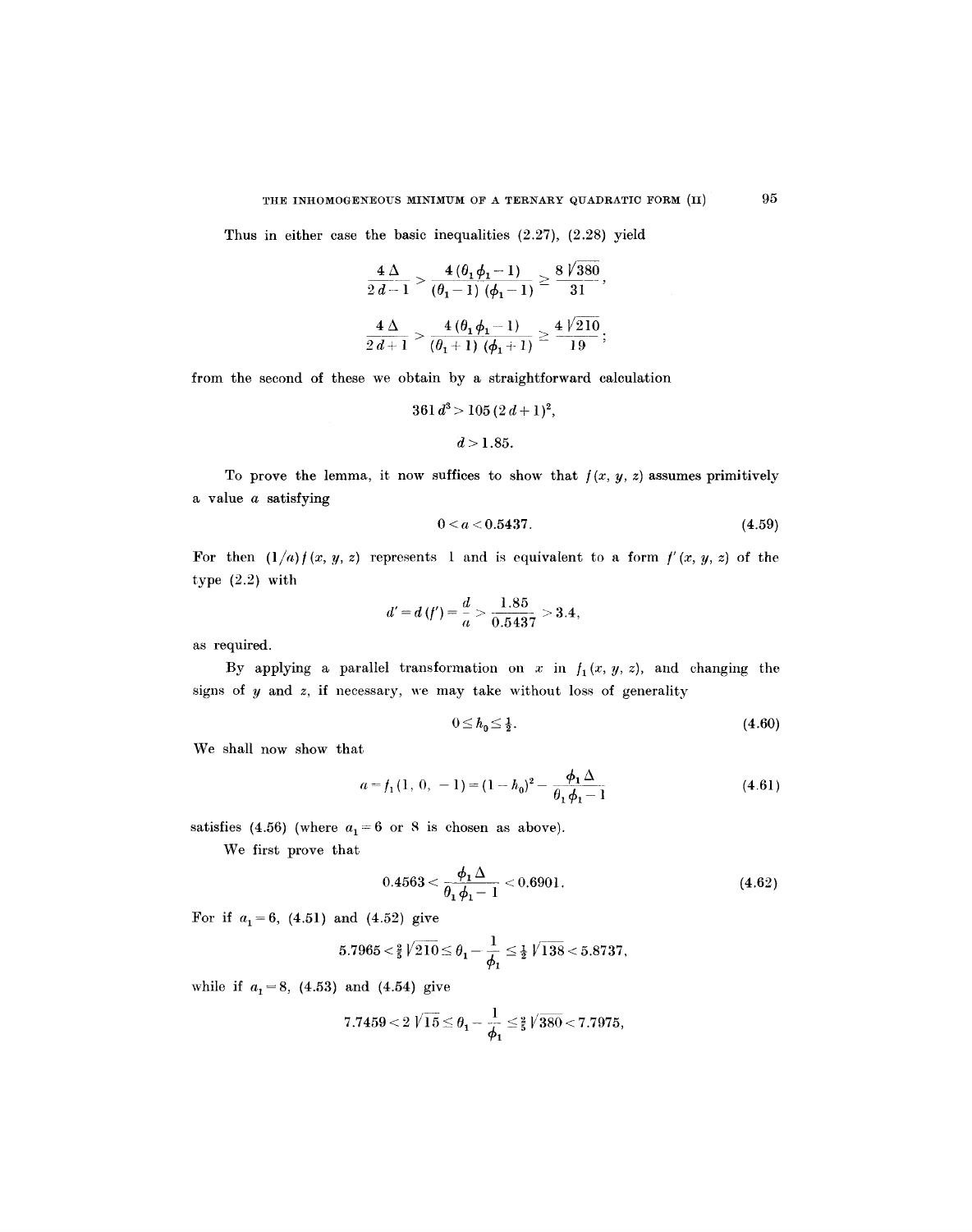Thus in either case the basic inequalities (2.27), (2.28) yield

$$\frac{4\Delta}{2d-1} > \frac{4(\theta_1\phi_1 - 1)}{(\theta_1 - 1)(\phi_1 - 1)} \geq \frac{8\sqrt{380}}{31},$$

$$\frac{4\Delta}{2d+1} > \frac{4(\theta_1\phi_1 - 1)}{(\theta_1 + 1)(\phi_1 + 1)} \geq \frac{4\sqrt{210}}{19};$$

from the second of these we obtain by a straightforward calculation

$$361\, d^3 > 105\,(2d+1)^2,$$

$$d > 1.85.$$

To prove the lemma, it now suffices to show that $f(x, y, z)$ assumes primitively a value $a$ satisfying

$$0 < a < 0.5437. \tag{4.59}$$

For then $(1/a) f(x, y, z)$ represents 1 and is equivalent to a form $f'(x, y, z)$ of the type (2.2) with

$$d' = d(f') = \frac{d}{a} > \frac{1.85}{0.5437} > 3.4,$$

as required.

By applying a parallel transformation on $x$ in $f_1(x, y, z)$, and changing the signs of $y$ and $z$, if necessary, we may take without loss of generality

$$0 \leq h_0 \leq \tfrac{1}{2}. \tag{4.60}$$

We shall now show that

$$a = f_1(1, 0, -1) = (1 - h_0)^2 - \frac{\phi_1 \Delta}{\theta_1 \phi_1 - 1} \tag{4.61}$$

satisfies (4.56) (where $a_1 = 6$ or $8$ is chosen as above).

We first prove that

$$0.4563 < \frac{\phi_1 \Delta}{\theta_1 \phi_1 - 1} < 0.6901. \tag{4.62}$$

For if $a_1 = 6$, (4.51) and (4.52) give

$$5.7965 < \tfrac{2}{5}\sqrt{210} \leq \theta_1 - \frac{1}{\phi_1} \leq \tfrac{1}{2}\sqrt{138} < 5.8737,$$

while if $a_1 = 8$, (4.53) and (4.54) give

$$7.7459 < 2\sqrt{15} \leq \theta_1 - \frac{1}{\phi_1} \leq \tfrac{2}{5}\sqrt{380} < 7.7975,$$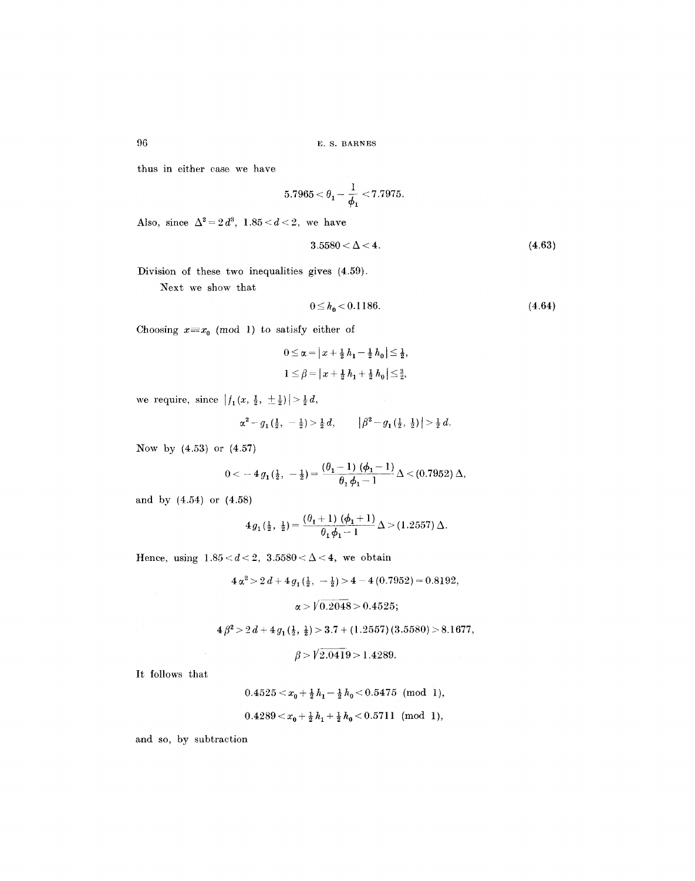thus in either case we have

$$5.7965 < \theta_1 - \frac{1}{\phi_1} < 7.7975.$$

Also, since $\Delta^2 = 2d^3$, $1.85 < d < 2$, we have

$$3.5580 < \Delta < 4. \tag{4.63}$$

Division of these two inequalities gives (4.59).

Next we show that

$$0 \leq h_0 < 0.1186. \tag{4.64}$$

Choosing $x \equiv x_0 \pmod 1$ to satisfy either of

$$0 \leq \alpha = |x + \tfrac{1}{2}h_1 - \tfrac{1}{2}h_0| \leq \tfrac{1}{2},$$

$$1 \leq \beta = |x + \tfrac{1}{2}h_1 + \tfrac{1}{2}h_0| \leq \tfrac{3}{2},$$

we require, since $|f_1(x, \tfrac{1}{2}, \pm\tfrac{1}{2})| > \tfrac{1}{2}d$,

$$\alpha^2 - g_1(\tfrac{1}{2}, -\tfrac{1}{2}) > \tfrac{1}{2}d, \qquad |\beta^2 - g_1(\tfrac{1}{2}, \tfrac{1}{2})| > \tfrac{1}{2}d.$$

Now by (4.53) or (4.57)

$$0 < -4g_1(\tfrac{1}{2}, -\tfrac{1}{2}) = \frac{(\theta_1 - 1)(\phi_1 - 1)}{\theta_1\phi_1 - 1}\Delta < (0.7952)\Delta,$$

and by (4.54) or (4.58)

$$4g_1(\tfrac{1}{2}, \tfrac{1}{2}) = \frac{(\theta_1 + 1)(\phi_1 + 1)}{\theta_1\phi_1 - 1}\Delta > (1.2557)\Delta.$$

Hence, using $1.85 < d < 2$, $3.5580 < \Delta < 4$, we obtain

$$4\alpha^2 > 2d + 4g_1(\tfrac{1}{2}, -\tfrac{1}{2}) > 4 - 4(0.7952) = 0.8192,$$

$$\alpha > \sqrt{0.2048} > 0.4525;$$

$$4\beta^2 > 2d + 4g_1(\tfrac{1}{2}, \tfrac{1}{2}) > 3.7 + (1.2557)(3.5580) > 8.1677,$$

$$\beta > \sqrt{2.0419} > 1.4289.$$

It follows that

$$0.4525 < x_0 + \tfrac{1}{2}h_1 - \tfrac{1}{2}h_0 < 0.5475 \pmod 1,$$

$$0.4289 < x_0 + \tfrac{1}{2}h_1 + \tfrac{1}{2}h_0 < 0.5711 \pmod 1,$$

and so, by subtraction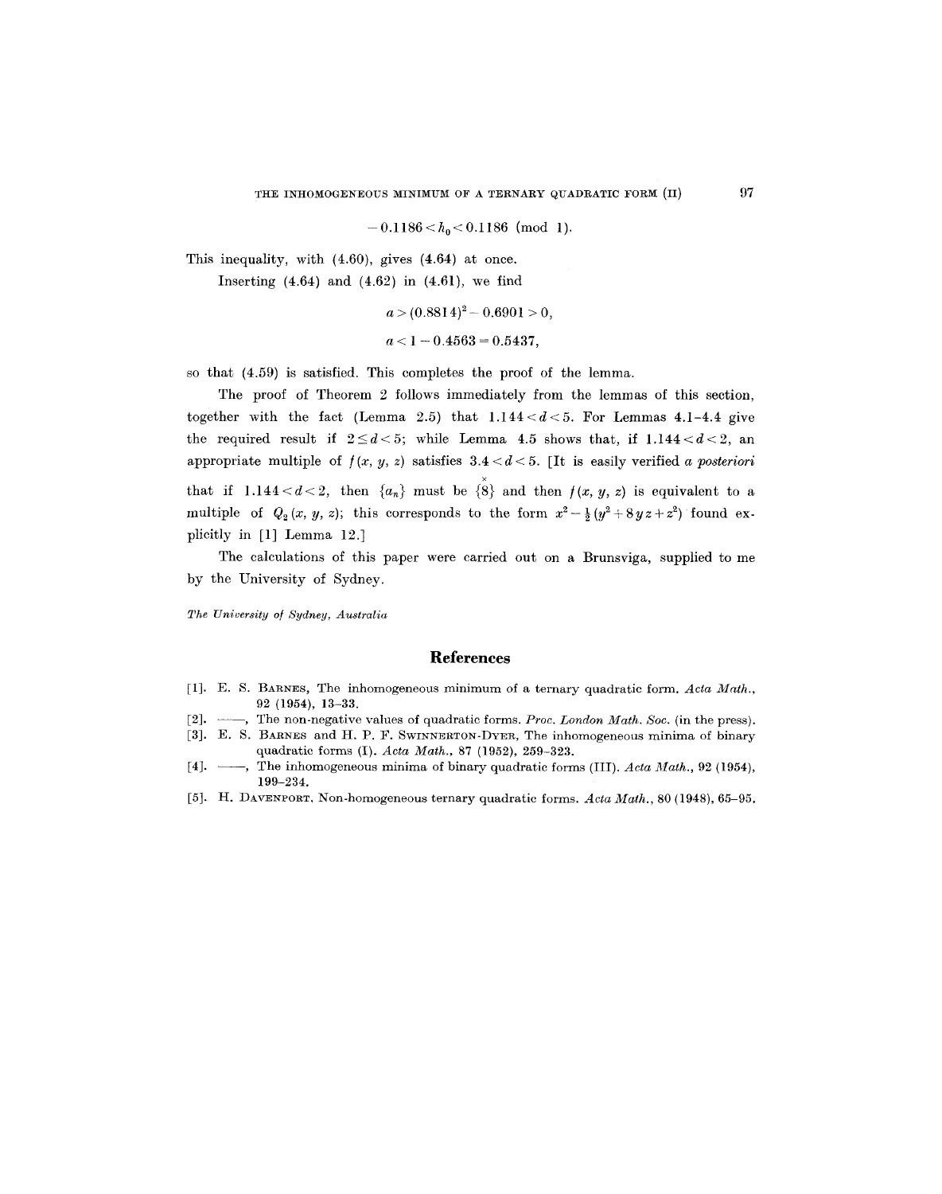$$-0.1186 < h_0 < 0.1186 \pmod 1.$$

This inequality, with (4.60), gives (4.64) at once.

Inserting (4.64) and (4.62) in (4.61), we find

$$a > (0.8814)^2 - 0.6901 > 0,$$

$$a < 1 - 0.4563 = 0.5437,$$

so that (4.59) is satisfied. This completes the proof of the lemma.

The proof of Theorem 2 follows immediately from the lemmas of this section, together with the fact (Lemma 2.5) that $1.144 < d < 5$. For Lemmas 4.1–4.4 give the required result if $2 \leq d < 5$; while Lemma 4.5 shows that, if $1.144 < d < 2$, an appropriate multiple of $f(x, y, z)$ satisfies $3.4 < d < 5$. [It is easily verified *a posteriori* that if $1.144 < d < 2$, then $\{a_n\}$ must be $\{\overset{\times}{8}\}$ and then $f(x, y, z)$ is equivalent to a multiple of $Q_2(x, y, z)$; this corresponds to the form $x^2 - \frac{1}{2}(y^2 + 8yz + z^2)$ found explicitly in [1] Lemma 12.]

The calculations of this paper were carried out on a Brunsviga, supplied to me by the University of Sydney.

*The University of Sydney, Australia*

## References

[1]. E. S. Barnes, The inhomogeneous minimum of a ternary quadratic form. *Acta Math.*, 92 (1954), 13–33.

[2]. ——, The non-negative values of quadratic forms. *Proc. London Math. Soc.* (in the press).

[3]. E. S. Barnes and H. P. F. Swinnerton-Dyer, The inhomogeneous minima of binary quadratic forms (I). *Acta Math.*, 87 (1952), 259–323.

[4]. ——, The inhomogeneous minima of binary quadratic forms (III). *Acta Math.*, 92 (1954), 199–234.

[5]. H. Davenport, Non-homogeneous ternary quadratic forms. *Acta Math.*, 80 (1948), 65–95.